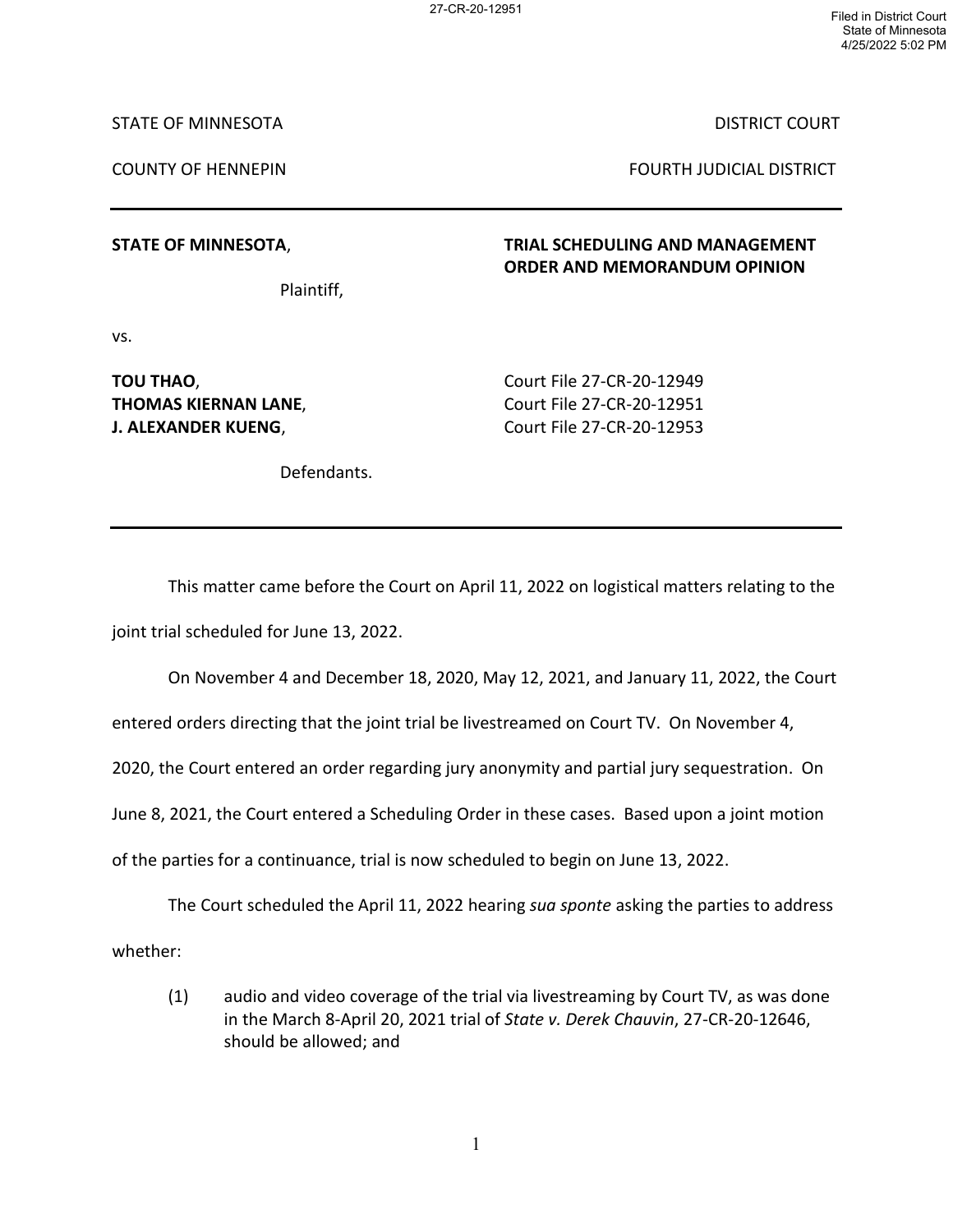STATE OF MINNESOTA DISTRICT COURT

COUNTY OF HENNEPIN FOURTH JUDICIAL DISTRICT

---

**STATE OF MINNESOTA**,

Plaintiff,

vs.

**TOU THAO**, Court File 27-CR-20-12949
**THOMAS KIERNAN LANE**, Court File 27-CR-20-12951
**J. ALEXANDER KUENG**, Court File 27-CR-20-12953

Defendants.

**TRIAL SCHEDULING AND MANAGEMENT ORDER AND MEMORANDUM OPINION**

---

This matter came before the Court on April 11, 2022 on logistical matters relating to the joint trial scheduled for June 13, 2022.

On November 4 and December 18, 2020, May 12, 2021, and January 11, 2022, the Court entered orders directing that the joint trial be livestreamed on Court TV. On November 4, 2020, the Court entered an order regarding jury anonymity and partial jury sequestration. On June 8, 2021, the Court entered a Scheduling Order in these cases. Based upon a joint motion of the parties for a continuance, trial is now scheduled to begin on June 13, 2022.

The Court scheduled the April 11, 2022 hearing *sua sponte* asking the parties to address whether:

(1) audio and video coverage of the trial via livestreaming by Court TV, as was done in the March 8-April 20, 2021 trial of *State v. Derek Chauvin*, 27-CR-20-12646, should be allowed; and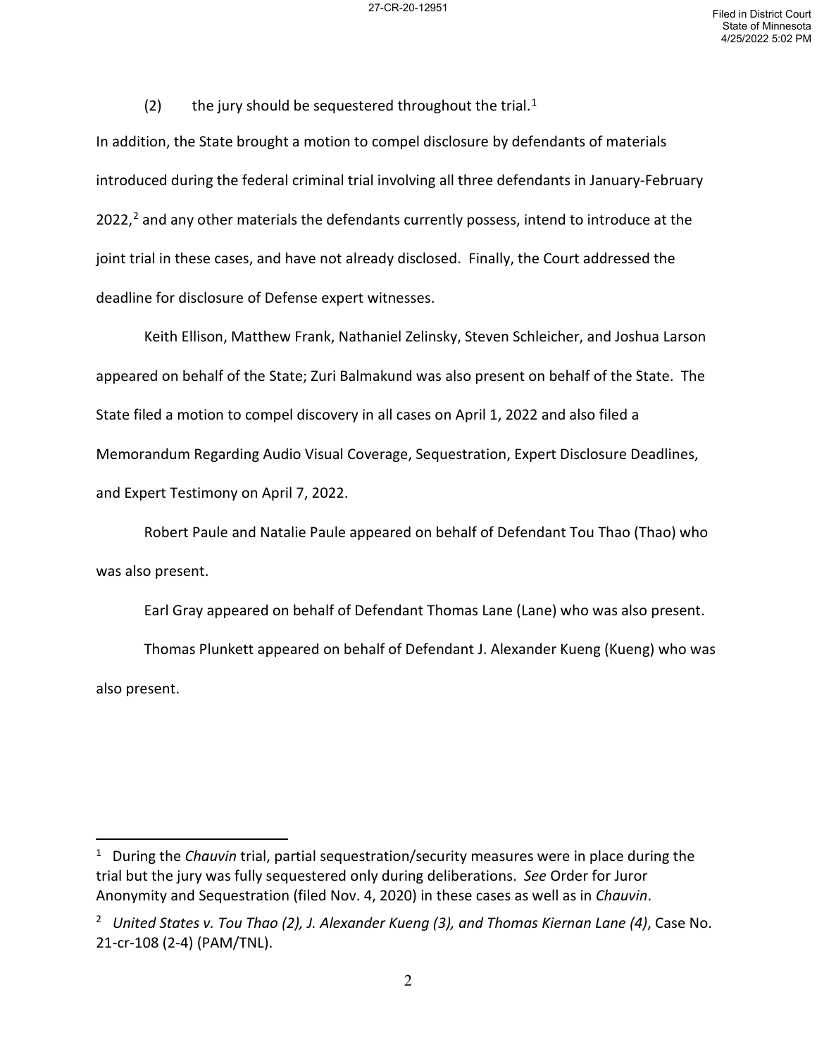(2) the jury should be sequestered throughout the trial.[1]

In addition, the State brought a motion to compel disclosure by defendants of materials introduced during the federal criminal trial involving all three defendants in January-February 2022,[2] and any other materials the defendants currently possess, intend to introduce at the joint trial in these cases, and have not already disclosed. Finally, the Court addressed the deadline for disclosure of Defense expert witnesses.

Keith Ellison, Matthew Frank, Nathaniel Zelinsky, Steven Schleicher, and Joshua Larson appeared on behalf of the State; Zuri Balmakund was also present on behalf of the State. The State filed a motion to compel discovery in all cases on April 1, 2022 and also filed a Memorandum Regarding Audio Visual Coverage, Sequestration, Expert Disclosure Deadlines, and Expert Testimony on April 7, 2022.

Robert Paule and Natalie Paule appeared on behalf of Defendant Tou Thao (Thao) who was also present.

Earl Gray appeared on behalf of Defendant Thomas Lane (Lane) who was also present.

Thomas Plunkett appeared on behalf of Defendant J. Alexander Kueng (Kueng) who was also present.

---

[1] During the *Chauvin* trial, partial sequestration/security measures were in place during the trial but the jury was fully sequestered only during deliberations. *See* Order for Juror Anonymity and Sequestration (filed Nov. 4, 2020) in these cases as well as in *Chauvin*.

[2] *United States v. Tou Thao (2), J. Alexander Kueng (3), and Thomas Kiernan Lane (4)*, Case No. 21-cr-108 (2-4) (PAM/TNL).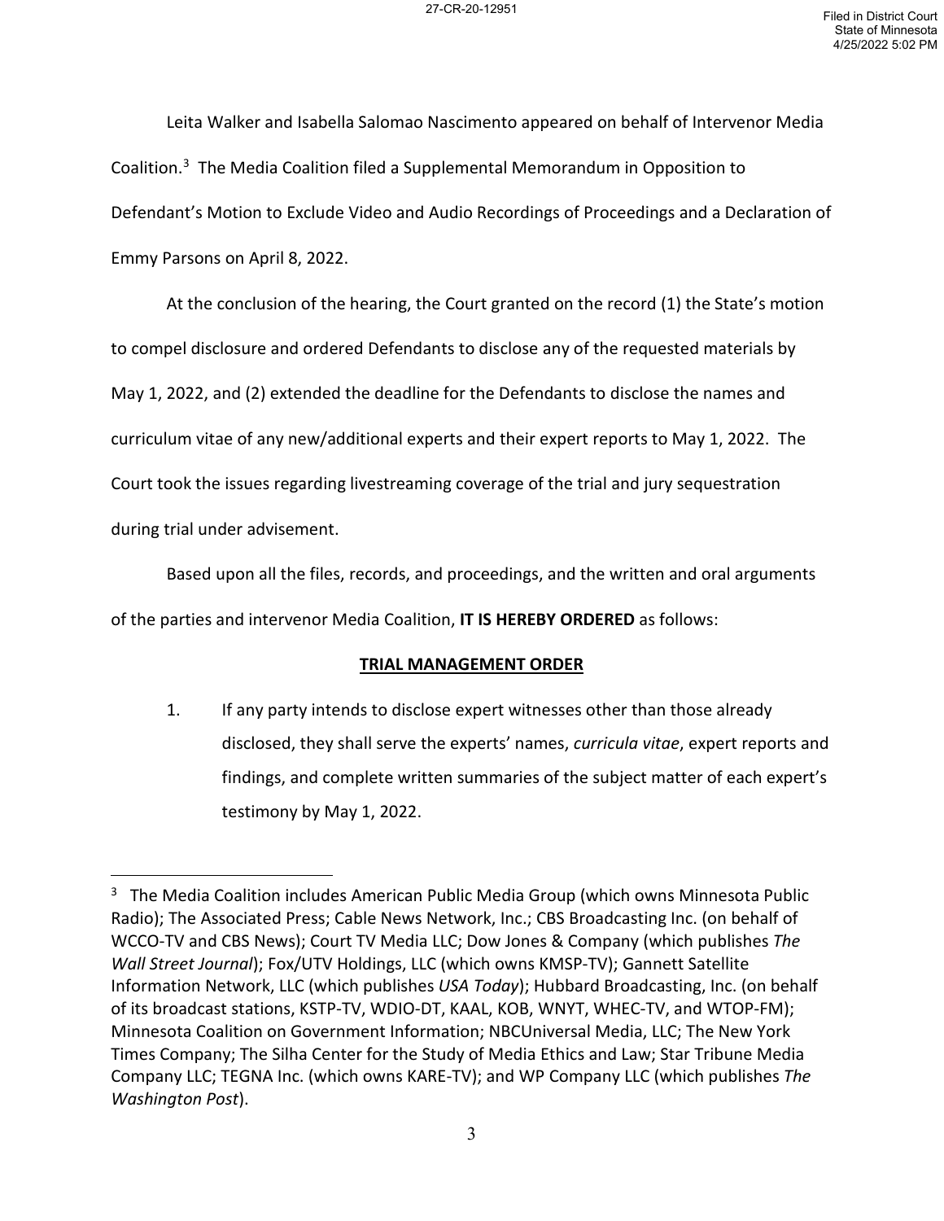Leita Walker and Isabella Salomao Nascimento appeared on behalf of Intervenor Media Coalition.[3] The Media Coalition filed a Supplemental Memorandum in Opposition to Defendant's Motion to Exclude Video and Audio Recordings of Proceedings and a Declaration of Emmy Parsons on April 8, 2022.

At the conclusion of the hearing, the Court granted on the record (1) the State's motion to compel disclosure and ordered Defendants to disclose any of the requested materials by May 1, 2022, and (2) extended the deadline for the Defendants to disclose the names and curriculum vitae of any new/additional experts and their expert reports to May 1, 2022. The Court took the issues regarding livestreaming coverage of the trial and jury sequestration during trial under advisement.

Based upon all the files, records, and proceedings, and the written and oral arguments of the parties and intervenor Media Coalition, **IT IS HEREBY ORDERED** as follows:

**TRIAL MANAGEMENT ORDER**

1. If any party intends to disclose expert witnesses other than those already disclosed, they shall serve the experts' names, *curricula vitae*, expert reports and findings, and complete written summaries of the subject matter of each expert's testimony by May 1, 2022.

---

[3] The Media Coalition includes American Public Media Group (which owns Minnesota Public Radio); The Associated Press; Cable News Network, Inc.; CBS Broadcasting Inc. (on behalf of WCCO-TV and CBS News); Court TV Media LLC; Dow Jones & Company (which publishes *The Wall Street Journal*); Fox/UTV Holdings, LLC (which owns KMSP-TV); Gannett Satellite Information Network, LLC (which publishes *USA Today*); Hubbard Broadcasting, Inc. (on behalf of its broadcast stations, KSTP-TV, WDIO-DT, KAAL, KOB, WNYT, WHEC-TV, and WTOP-FM); Minnesota Coalition on Government Information; NBCUniversal Media, LLC; The New York Times Company; The Silha Center for the Study of Media Ethics and Law; Star Tribune Media Company LLC; TEGNA Inc. (which owns KARE-TV); and WP Company LLC (which publishes *The Washington Post*).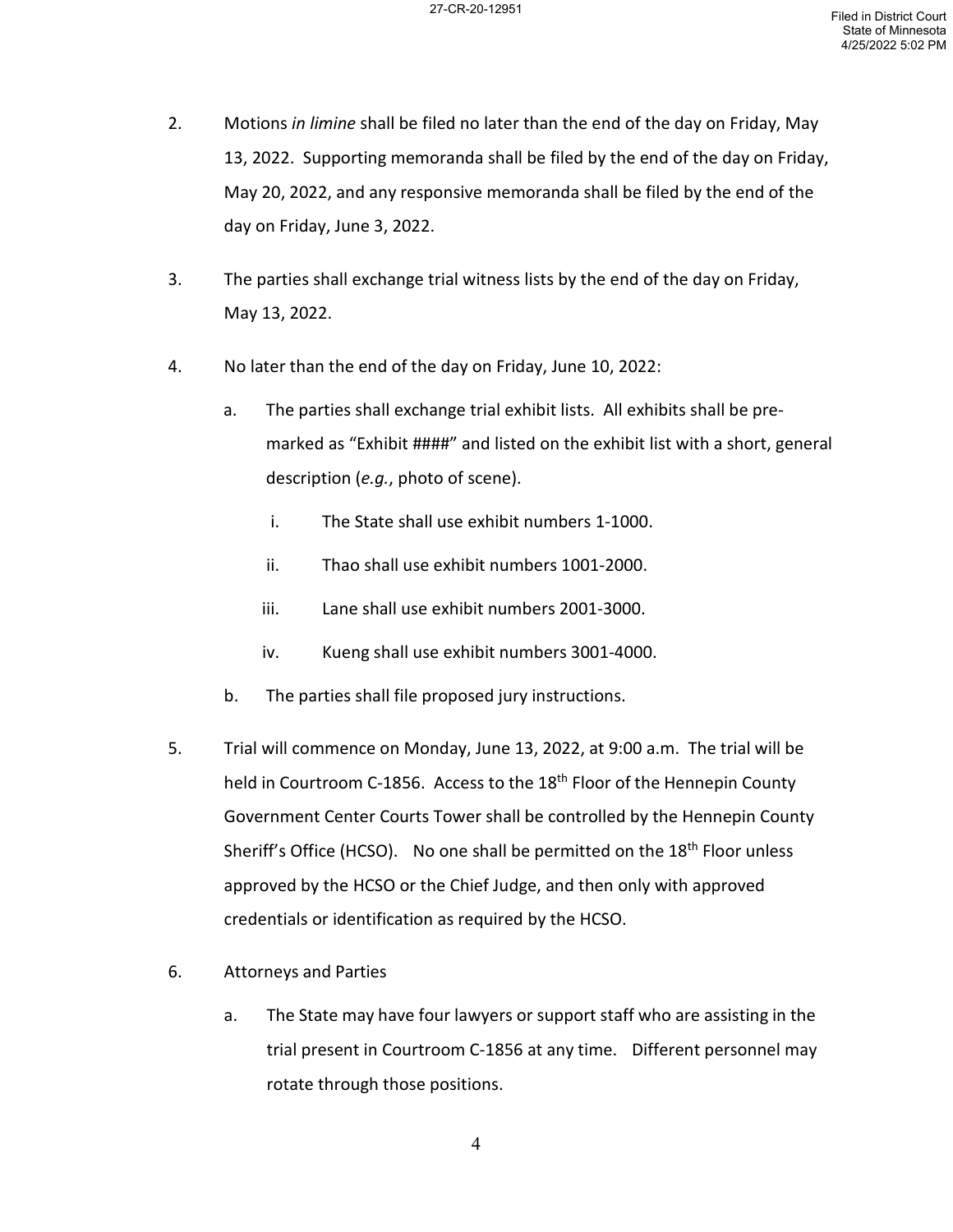2. Motions *in limine* shall be filed no later than the end of the day on Friday, May 13, 2022. Supporting memoranda shall be filed by the end of the day on Friday, May 20, 2022, and any responsive memoranda shall be filed by the end of the day on Friday, June 3, 2022.

3. The parties shall exchange trial witness lists by the end of the day on Friday, May 13, 2022.

4. No later than the end of the day on Friday, June 10, 2022:

   a. The parties shall exchange trial exhibit lists. All exhibits shall be pre-marked as "Exhibit ####" and listed on the exhibit list with a short, general description (*e.g.*, photo of scene).

      i. The State shall use exhibit numbers 1-1000.

      ii. Thao shall use exhibit numbers 1001-2000.

      iii. Lane shall use exhibit numbers 2001-3000.

      iv. Kueng shall use exhibit numbers 3001-4000.

   b. The parties shall file proposed jury instructions.

5. Trial will commence on Monday, June 13, 2022, at 9:00 a.m. The trial will be held in Courtroom C-1856. Access to the 18th Floor of the Hennepin County Government Center Courts Tower shall be controlled by the Hennepin County Sheriff's Office (HCSO). No one shall be permitted on the 18th Floor unless approved by the HCSO or the Chief Judge, and then only with approved credentials or identification as required by the HCSO.

6. Attorneys and Parties

   a. The State may have four lawyers or support staff who are assisting in the trial present in Courtroom C-1856 at any time. Different personnel may rotate through those positions.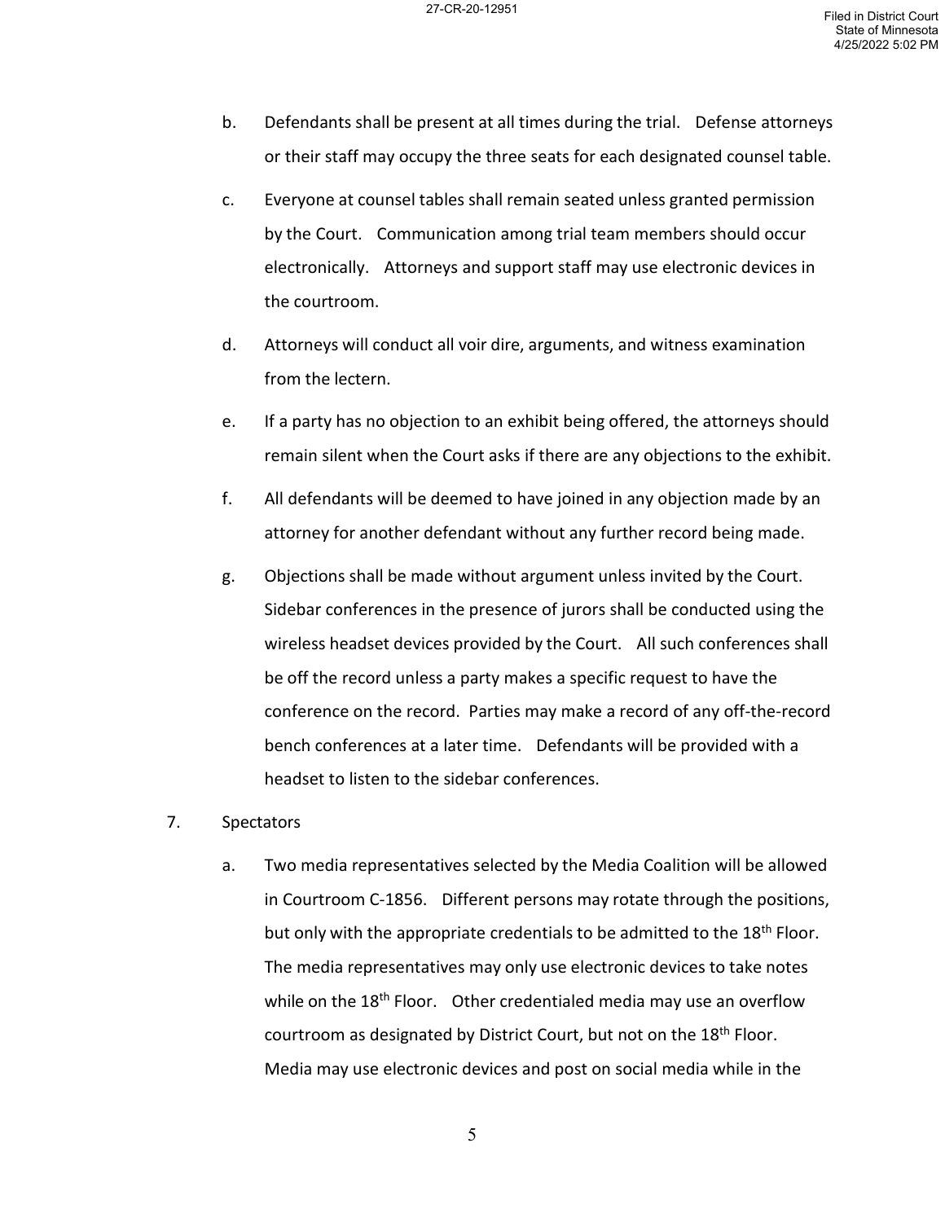b. Defendants shall be present at all times during the trial. Defense attorneys or their staff may occupy the three seats for each designated counsel table.

c. Everyone at counsel tables shall remain seated unless granted permission by the Court. Communication among trial team members should occur electronically. Attorneys and support staff may use electronic devices in the courtroom.

d. Attorneys will conduct all voir dire, arguments, and witness examination from the lectern.

e. If a party has no objection to an exhibit being offered, the attorneys should remain silent when the Court asks if there are any objections to the exhibit.

f. All defendants will be deemed to have joined in any objection made by an attorney for another defendant without any further record being made.

g. Objections shall be made without argument unless invited by the Court. Sidebar conferences in the presence of jurors shall be conducted using the wireless headset devices provided by the Court. All such conferences shall be off the record unless a party makes a specific request to have the conference on the record. Parties may make a record of any off-the-record bench conferences at a later time. Defendants will be provided with a headset to listen to the sidebar conferences.

7. Spectators

a. Two media representatives selected by the Media Coalition will be allowed in Courtroom C-1856. Different persons may rotate through the positions, but only with the appropriate credentials to be admitted to the 18th Floor. The media representatives may only use electronic devices to take notes while on the 18th Floor. Other credentialed media may use an overflow courtroom as designated by District Court, but not on the 18th Floor. Media may use electronic devices and post on social media while in the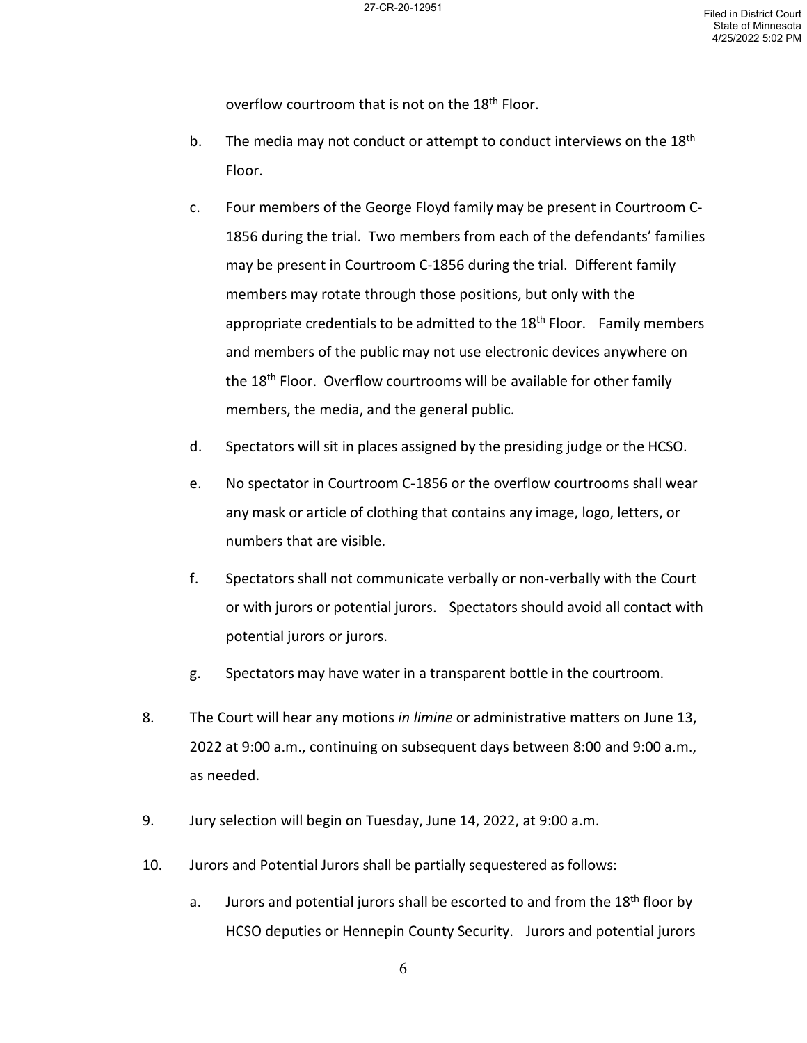overflow courtroom that is not on the 18th Floor.

b. The media may not conduct or attempt to conduct interviews on the 18th Floor.

c. Four members of the George Floyd family may be present in Courtroom C-1856 during the trial. Two members from each of the defendants' families may be present in Courtroom C-1856 during the trial. Different family members may rotate through those positions, but only with the appropriate credentials to be admitted to the 18th Floor. Family members and members of the public may not use electronic devices anywhere on the 18th Floor. Overflow courtrooms will be available for other family members, the media, and the general public.

d. Spectators will sit in places assigned by the presiding judge or the HCSO.

e. No spectator in Courtroom C-1856 or the overflow courtrooms shall wear any mask or article of clothing that contains any image, logo, letters, or numbers that are visible.

f. Spectators shall not communicate verbally or non-verbally with the Court or with jurors or potential jurors. Spectators should avoid all contact with potential jurors or jurors.

g. Spectators may have water in a transparent bottle in the courtroom.

8. The Court will hear any motions *in limine* or administrative matters on June 13, 2022 at 9:00 a.m., continuing on subsequent days between 8:00 and 9:00 a.m., as needed.

9. Jury selection will begin on Tuesday, June 14, 2022, at 9:00 a.m.

10. Jurors and Potential Jurors shall be partially sequestered as follows:

a. Jurors and potential jurors shall be escorted to and from the 18th floor by HCSO deputies or Hennepin County Security. Jurors and potential jurors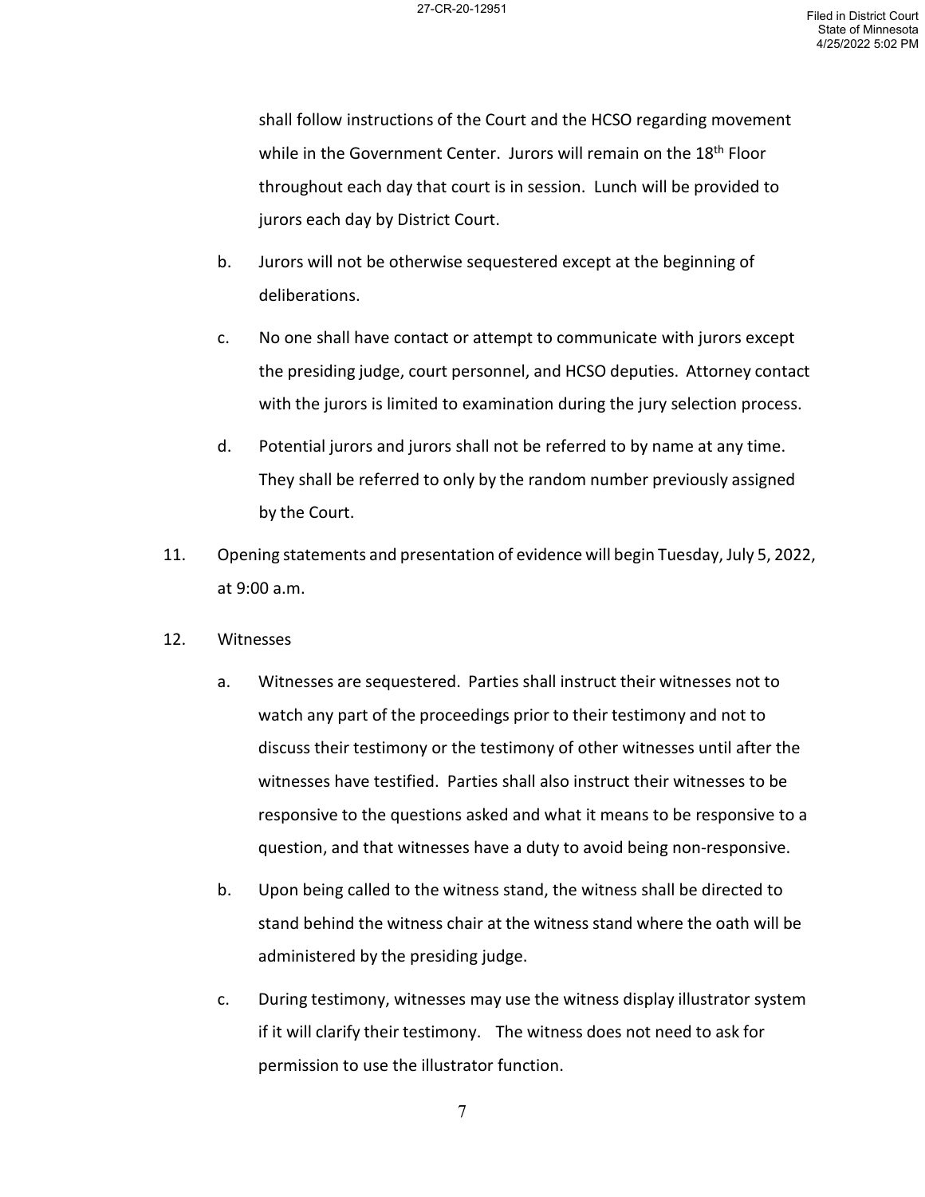shall follow instructions of the Court and the HCSO regarding movement while in the Government Center. Jurors will remain on the 18th Floor throughout each day that court is in session. Lunch will be provided to jurors each day by District Court.

b. Jurors will not be otherwise sequestered except at the beginning of deliberations.

c. No one shall have contact or attempt to communicate with jurors except the presiding judge, court personnel, and HCSO deputies. Attorney contact with the jurors is limited to examination during the jury selection process.

d. Potential jurors and jurors shall not be referred to by name at any time. They shall be referred to only by the random number previously assigned by the Court.

11. Opening statements and presentation of evidence will begin Tuesday, July 5, 2022, at 9:00 a.m.

12. Witnesses

a. Witnesses are sequestered. Parties shall instruct their witnesses not to watch any part of the proceedings prior to their testimony and not to discuss their testimony or the testimony of other witnesses until after the witnesses have testified. Parties shall also instruct their witnesses to be responsive to the questions asked and what it means to be responsive to a question, and that witnesses have a duty to avoid being non-responsive.

b. Upon being called to the witness stand, the witness shall be directed to stand behind the witness chair at the witness stand where the oath will be administered by the presiding judge.

c. During testimony, witnesses may use the witness display illustrator system if it will clarify their testimony. The witness does not need to ask for permission to use the illustrator function.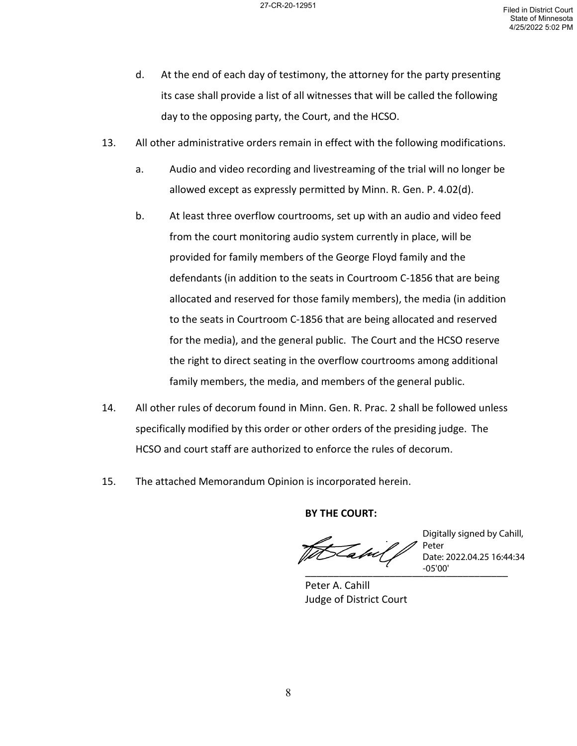d. At the end of each day of testimony, the attorney for the party presenting its case shall provide a list of all witnesses that will be called the following day to the opposing party, the Court, and the HCSO.

13. All other administrative orders remain in effect with the following modifications.

    a. Audio and video recording and livestreaming of the trial will no longer be allowed except as expressly permitted by Minn. R. Gen. P. 4.02(d).

    b. At least three overflow courtrooms, set up with an audio and video feed from the court monitoring audio system currently in place, will be provided for family members of the George Floyd family and the defendants (in addition to the seats in Courtroom C-1856 that are being allocated and reserved for those family members), the media (in addition to the seats in Courtroom C-1856 that are being allocated and reserved for the media), and the general public. The Court and the HCSO reserve the right to direct seating in the overflow courtrooms among additional family members, the media, and members of the general public.

14. All other rules of decorum found in Minn. Gen. R. Prac. 2 shall be followed unless specifically modified by this order or other orders of the presiding judge. The HCSO and court staff are authorized to enforce the rules of decorum.

15. The attached Memorandum Opinion is incorporated herein.

**BY THE COURT:**

Digitally signed by Cahill, Peter
Date: 2022.04.25 16:44:34 -05'00'

\_\_\_\_\_\_\_\_\_\_\_\_\_\_\_\_\_\_\_\_\_\_\_\_\_\_\_\_\_\_\_\_\_\_\_\_

Peter A. Cahill
Judge of District Court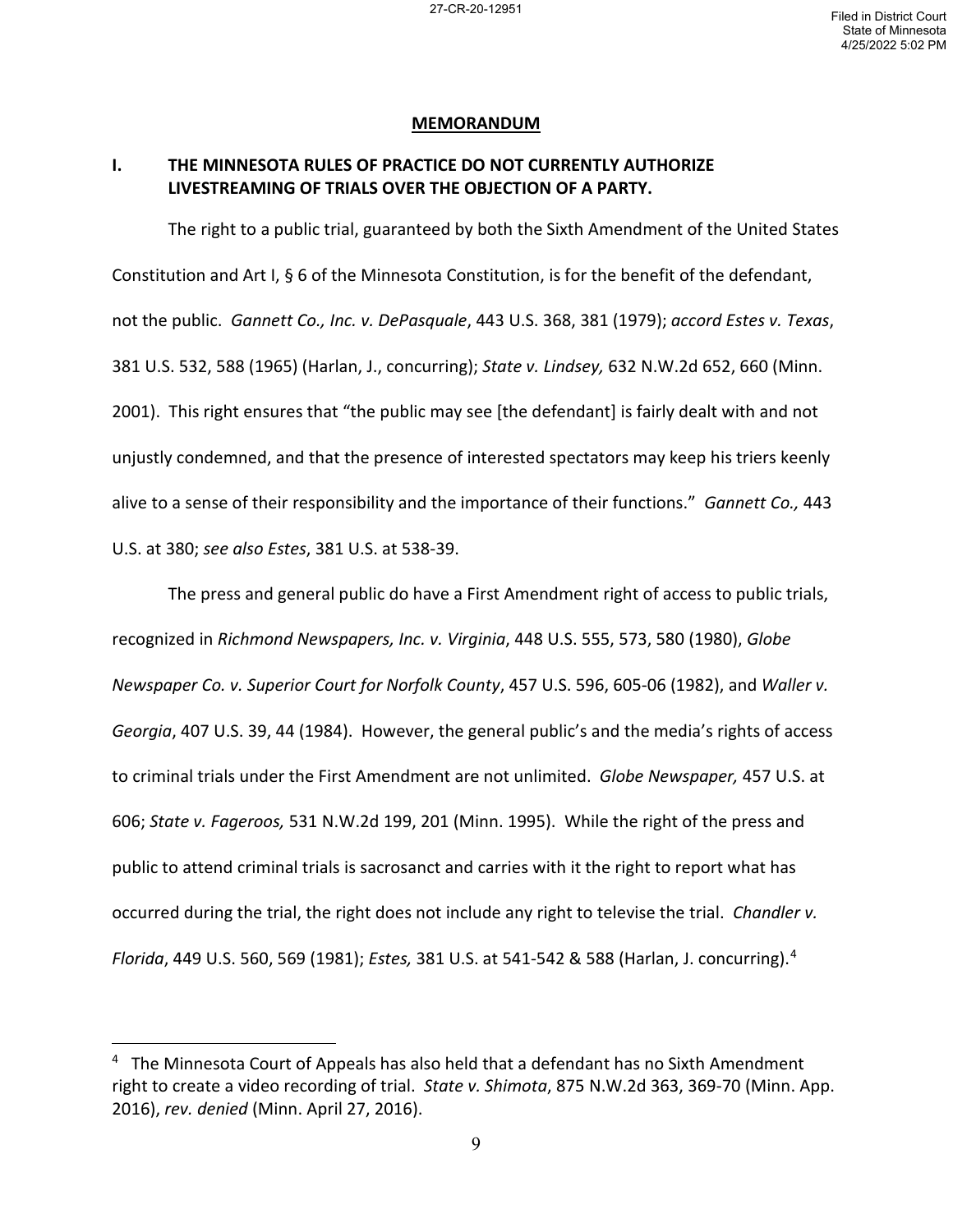## MEMORANDUM

### I. THE MINNESOTA RULES OF PRACTICE DO NOT CURRENTLY AUTHORIZE LIVESTREAMING OF TRIALS OVER THE OBJECTION OF A PARTY.

The right to a public trial, guaranteed by both the Sixth Amendment of the United States Constitution and Art I, § 6 of the Minnesota Constitution, is for the benefit of the defendant, not the public. *Gannett Co., Inc. v. DePasquale*, 443 U.S. 368, 381 (1979); *accord Estes v. Texas*, 381 U.S. 532, 588 (1965) (Harlan, J., concurring); *State v. Lindsey,* 632 N.W.2d 652, 660 (Minn. 2001). This right ensures that "the public may see [the defendant] is fairly dealt with and not unjustly condemned, and that the presence of interested spectators may keep his triers keenly alive to a sense of their responsibility and the importance of their functions." *Gannett Co.,* 443 U.S. at 380; *see also Estes*, 381 U.S. at 538-39.

The press and general public do have a First Amendment right of access to public trials, recognized in *Richmond Newspapers, Inc. v. Virginia*, 448 U.S. 555, 573, 580 (1980), *Globe Newspaper Co. v. Superior Court for Norfolk County*, 457 U.S. 596, 605-06 (1982), and *Waller v. Georgia*, 407 U.S. 39, 44 (1984). However, the general public's and the media's rights of access to criminal trials under the First Amendment are not unlimited. *Globe Newspaper,* 457 U.S. at 606; *State v. Fageroos,* 531 N.W.2d 199, 201 (Minn. 1995). While the right of the press and public to attend criminal trials is sacrosanct and carries with it the right to report what has occurred during the trial, the right does not include any right to televise the trial. *Chandler v. Florida*, 449 U.S. 560, 569 (1981); *Estes,* 381 U.S. at 541-542 & 588 (Harlan, J. concurring).[4]

---

[4] The Minnesota Court of Appeals has also held that a defendant has no Sixth Amendment right to create a video recording of trial. *State v. Shimota*, 875 N.W.2d 363, 369-70 (Minn. App. 2016), *rev. denied* (Minn. April 27, 2016).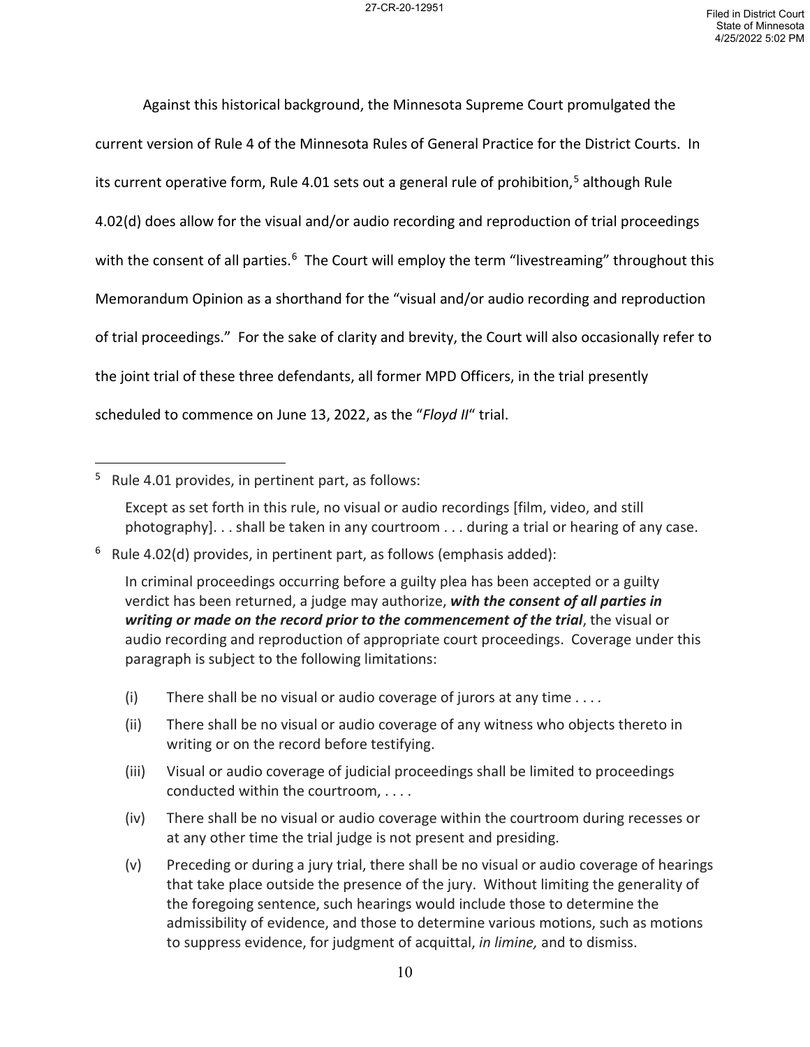Against this historical background, the Minnesota Supreme Court promulgated the current version of Rule 4 of the Minnesota Rules of General Practice for the District Courts. In its current operative form, Rule 4.01 sets out a general rule of prohibition,[5] although Rule 4.02(d) does allow for the visual and/or audio recording and reproduction of trial proceedings with the consent of all parties.[6] The Court will employ the term "livestreaming" throughout this Memorandum Opinion as a shorthand for the "visual and/or audio recording and reproduction of trial proceedings." For the sake of clarity and brevity, the Court will also occasionally refer to the joint trial of these three defendants, all former MPD Officers, in the trial presently scheduled to commence on June 13, 2022, as the "*Floyd II*" trial.

---

[5] Rule 4.01 provides, in pertinent part, as follows:

> Except as set forth in this rule, no visual or audio recordings [film, video, and still photography]. . . shall be taken in any courtroom . . . during a trial or hearing of any case.

[6] Rule 4.02(d) provides, in pertinent part, as follows (emphasis added):

> In criminal proceedings occurring before a guilty plea has been accepted or a guilty verdict has been returned, a judge may authorize, ***with the consent of all parties in writing or made on the record prior to the commencement of the trial***, the visual or audio recording and reproduction of appropriate court proceedings. Coverage under this paragraph is subject to the following limitations:
>
> (i) There shall be no visual or audio coverage of jurors at any time . . . .
>
> (ii) There shall be no visual or audio coverage of any witness who objects thereto in writing or on the record before testifying.
>
> (iii) Visual or audio coverage of judicial proceedings shall be limited to proceedings conducted within the courtroom, . . . .
>
> (iv) There shall be no visual or audio coverage within the courtroom during recesses or at any other time the trial judge is not present and presiding.
>
> (v) Preceding or during a jury trial, there shall be no visual or audio coverage of hearings that take place outside the presence of the jury. Without limiting the generality of the foregoing sentence, such hearings would include those to determine the admissibility of evidence, and those to determine various motions, such as motions to suppress evidence, for judgment of acquittal, *in limine,* and to dismiss.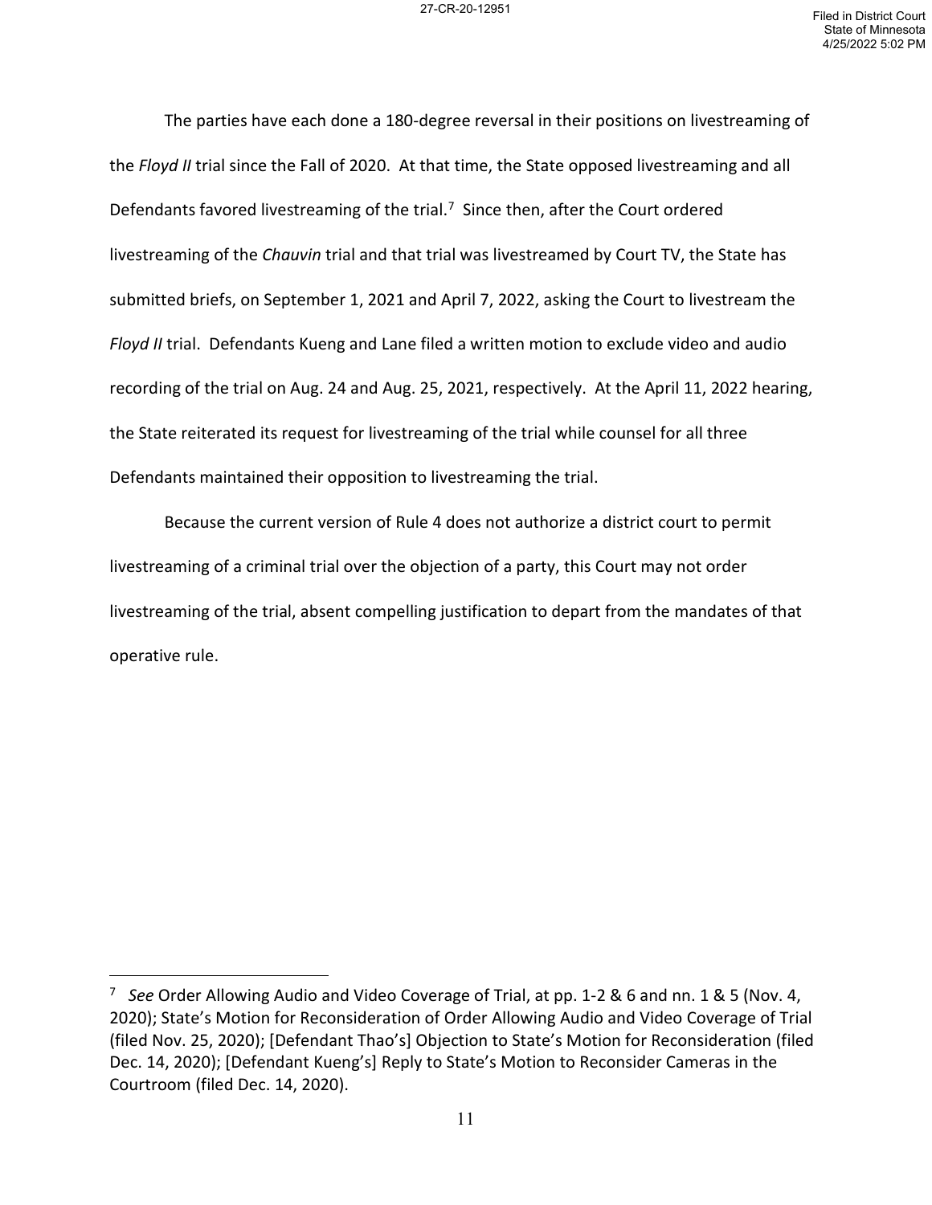The parties have each done a 180-degree reversal in their positions on livestreaming of the *Floyd II* trial since the Fall of 2020. At that time, the State opposed livestreaming and all Defendants favored livestreaming of the trial.[7] Since then, after the Court ordered livestreaming of the *Chauvin* trial and that trial was livestreamed by Court TV, the State has submitted briefs, on September 1, 2021 and April 7, 2022, asking the Court to livestream the *Floyd II* trial. Defendants Kueng and Lane filed a written motion to exclude video and audio recording of the trial on Aug. 24 and Aug. 25, 2021, respectively. At the April 11, 2022 hearing, the State reiterated its request for livestreaming of the trial while counsel for all three Defendants maintained their opposition to livestreaming the trial.

Because the current version of Rule 4 does not authorize a district court to permit livestreaming of a criminal trial over the objection of a party, this Court may not order livestreaming of the trial, absent compelling justification to depart from the mandates of that operative rule.

---

[7] *See* Order Allowing Audio and Video Coverage of Trial, at pp. 1-2 & 6 and nn. 1 & 5 (Nov. 4, 2020); State's Motion for Reconsideration of Order Allowing Audio and Video Coverage of Trial (filed Nov. 25, 2020); [Defendant Thao's] Objection to State's Motion for Reconsideration (filed Dec. 14, 2020); [Defendant Kueng's] Reply to State's Motion to Reconsider Cameras in the Courtroom (filed Dec. 14, 2020).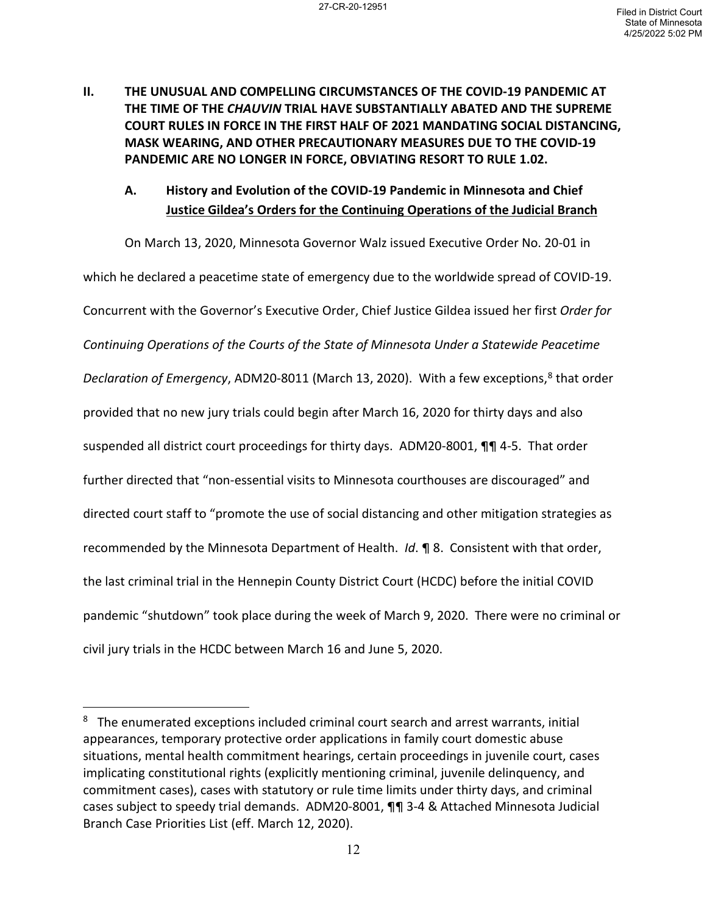## II. THE UNUSUAL AND COMPELLING CIRCUMSTANCES OF THE COVID-19 PANDEMIC AT THE TIME OF THE *CHAUVIN* TRIAL HAVE SUBSTANTIALLY ABATED AND THE SUPREME COURT RULES IN FORCE IN THE FIRST HALF OF 2021 MANDATING SOCIAL DISTANCING, MASK WEARING, AND OTHER PRECAUTIONARY MEASURES DUE TO THE COVID-19 PANDEMIC ARE NO LONGER IN FORCE, OBVIATING RESORT TO RULE 1.02.

### A. History and Evolution of the COVID-19 Pandemic in Minnesota and Chief Justice Gildea's Orders for the Continuing Operations of the Judicial Branch

On March 13, 2020, Minnesota Governor Walz issued Executive Order No. 20-01 in which he declared a peacetime state of emergency due to the worldwide spread of COVID-19. Concurrent with the Governor's Executive Order, Chief Justice Gildea issued her first *Order for Continuing Operations of the Courts of the State of Minnesota Under a Statewide Peacetime Declaration of Emergency*, ADM20-8011 (March 13, 2020). With a few exceptions,[8] that order provided that no new jury trials could begin after March 16, 2020 for thirty days and also suspended all district court proceedings for thirty days. ADM20-8001, ¶¶ 4-5. That order further directed that "non-essential visits to Minnesota courthouses are discouraged" and directed court staff to "promote the use of social distancing and other mitigation strategies as recommended by the Minnesota Department of Health. *Id*. ¶ 8. Consistent with that order, the last criminal trial in the Hennepin County District Court (HCDC) before the initial COVID pandemic "shutdown" took place during the week of March 9, 2020. There were no criminal or civil jury trials in the HCDC between March 16 and June 5, 2020.

[8] The enumerated exceptions included criminal court search and arrest warrants, initial appearances, temporary protective order applications in family court domestic abuse situations, mental health commitment hearings, certain proceedings in juvenile court, cases implicating constitutional rights (explicitly mentioning criminal, juvenile delinquency, and commitment cases), cases with statutory or rule time limits under thirty days, and criminal cases subject to speedy trial demands. ADM20-8001, ¶¶ 3-4 & Attached Minnesota Judicial Branch Case Priorities List (eff. March 12, 2020).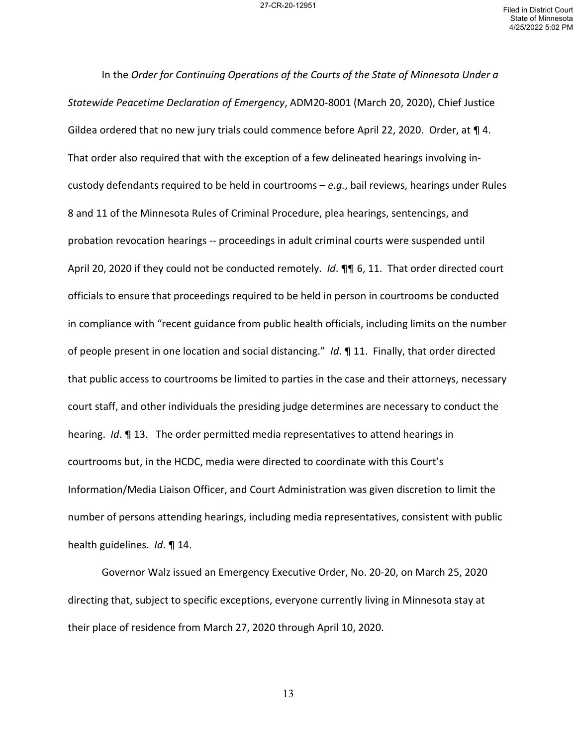In the *Order for Continuing Operations of the Courts of the State of Minnesota Under a Statewide Peacetime Declaration of Emergency*, ADM20-8001 (March 20, 2020), Chief Justice Gildea ordered that no new jury trials could commence before April 22, 2020. Order, at ¶ 4. That order also required that with the exception of a few delineated hearings involving in-custody defendants required to be held in courtrooms – *e.g.*, bail reviews, hearings under Rules 8 and 11 of the Minnesota Rules of Criminal Procedure, plea hearings, sentencings, and probation revocation hearings -- proceedings in adult criminal courts were suspended until April 20, 2020 if they could not be conducted remotely. *Id*. ¶¶ 6, 11. That order directed court officials to ensure that proceedings required to be held in person in courtrooms be conducted in compliance with "recent guidance from public health officials, including limits on the number of people present in one location and social distancing." *Id*. ¶ 11. Finally, that order directed that public access to courtrooms be limited to parties in the case and their attorneys, necessary court staff, and other individuals the presiding judge determines are necessary to conduct the hearing. *Id*. ¶ 13. The order permitted media representatives to attend hearings in courtrooms but, in the HCDC, media were directed to coordinate with this Court's Information/Media Liaison Officer, and Court Administration was given discretion to limit the number of persons attending hearings, including media representatives, consistent with public health guidelines. *Id*. ¶ 14.

Governor Walz issued an Emergency Executive Order, No. 20-20, on March 25, 2020 directing that, subject to specific exceptions, everyone currently living in Minnesota stay at their place of residence from March 27, 2020 through April 10, 2020.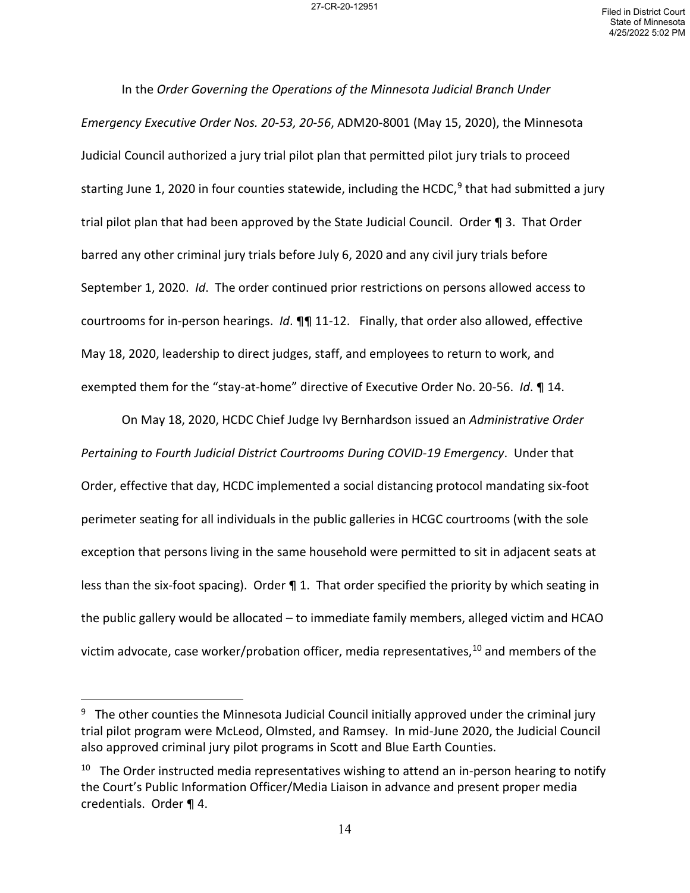In the *Order Governing the Operations of the Minnesota Judicial Branch Under Emergency Executive Order Nos. 20-53, 20-56*, ADM20-8001 (May 15, 2020), the Minnesota Judicial Council authorized a jury trial pilot plan that permitted pilot jury trials to proceed starting June 1, 2020 in four counties statewide, including the HCDC,[9] that had submitted a jury trial pilot plan that had been approved by the State Judicial Council. Order ¶ 3. That Order barred any other criminal jury trials before July 6, 2020 and any civil jury trials before September 1, 2020. *Id*. The order continued prior restrictions on persons allowed access to courtrooms for in-person hearings. *Id*. ¶¶ 11-12. Finally, that order also allowed, effective May 18, 2020, leadership to direct judges, staff, and employees to return to work, and exempted them for the "stay-at-home" directive of Executive Order No. 20-56. *Id*. ¶ 14.

On May 18, 2020, HCDC Chief Judge Ivy Bernhardson issued an *Administrative Order Pertaining to Fourth Judicial District Courtrooms During COVID-19 Emergency*. Under that Order, effective that day, HCDC implemented a social distancing protocol mandating six-foot perimeter seating for all individuals in the public galleries in HCGC courtrooms (with the sole exception that persons living in the same household were permitted to sit in adjacent seats at less than the six-foot spacing). Order ¶ 1. That order specified the priority by which seating in the public gallery would be allocated – to immediate family members, alleged victim and HCAO victim advocate, case worker/probation officer, media representatives,[10] and members of the

---

[9] The other counties the Minnesota Judicial Council initially approved under the criminal jury trial pilot program were McLeod, Olmsted, and Ramsey. In mid-June 2020, the Judicial Council also approved criminal jury pilot programs in Scott and Blue Earth Counties.

[10] The Order instructed media representatives wishing to attend an in-person hearing to notify the Court's Public Information Officer/Media Liaison in advance and present proper media credentials. Order ¶ 4.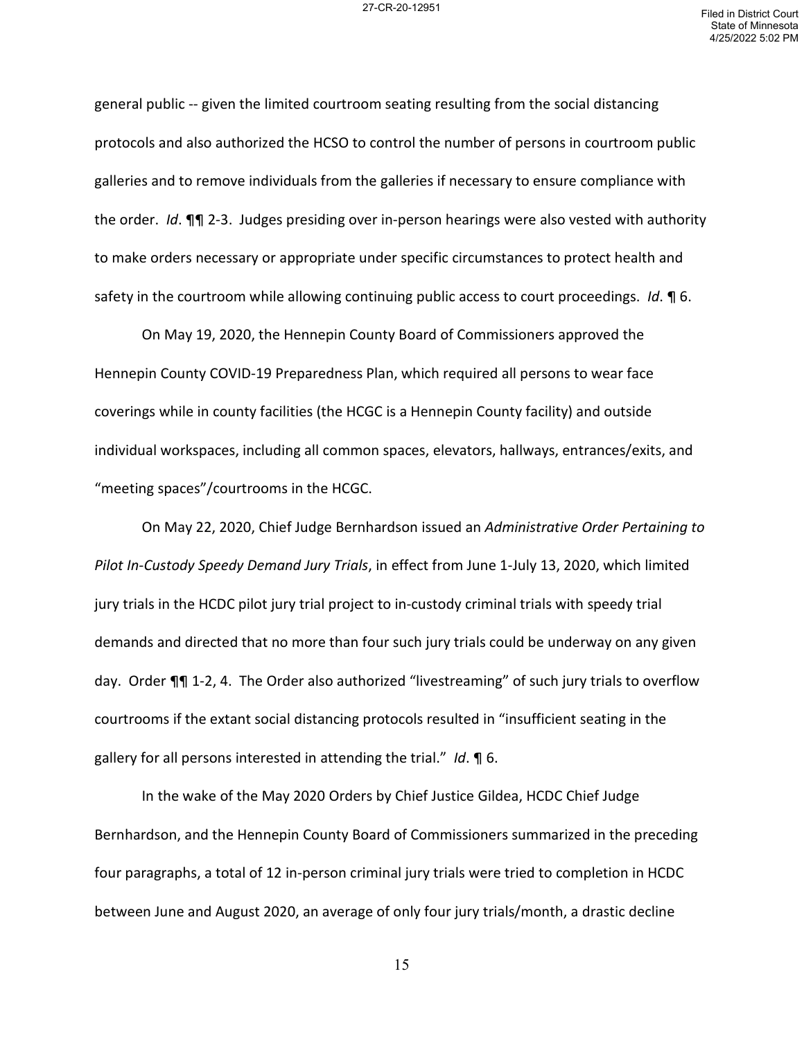general public -- given the limited courtroom seating resulting from the social distancing protocols and also authorized the HCSO to control the number of persons in courtroom public galleries and to remove individuals from the galleries if necessary to ensure compliance with the order. *Id*. ¶¶ 2-3. Judges presiding over in-person hearings were also vested with authority to make orders necessary or appropriate under specific circumstances to protect health and safety in the courtroom while allowing continuing public access to court proceedings. *Id*. ¶ 6.

On May 19, 2020, the Hennepin County Board of Commissioners approved the Hennepin County COVID-19 Preparedness Plan, which required all persons to wear face coverings while in county facilities (the HCGC is a Hennepin County facility) and outside individual workspaces, including all common spaces, elevators, hallways, entrances/exits, and "meeting spaces"/courtrooms in the HCGC.

On May 22, 2020, Chief Judge Bernhardson issued an *Administrative Order Pertaining to Pilot In-Custody Speedy Demand Jury Trials*, in effect from June 1-July 13, 2020, which limited jury trials in the HCDC pilot jury trial project to in-custody criminal trials with speedy trial demands and directed that no more than four such jury trials could be underway on any given day. Order ¶¶ 1-2, 4. The Order also authorized "livestreaming" of such jury trials to overflow courtrooms if the extant social distancing protocols resulted in "insufficient seating in the gallery for all persons interested in attending the trial." *Id*. ¶ 6.

In the wake of the May 2020 Orders by Chief Justice Gildea, HCDC Chief Judge Bernhardson, and the Hennepin County Board of Commissioners summarized in the preceding four paragraphs, a total of 12 in-person criminal jury trials were tried to completion in HCDC between June and August 2020, an average of only four jury trials/month, a drastic decline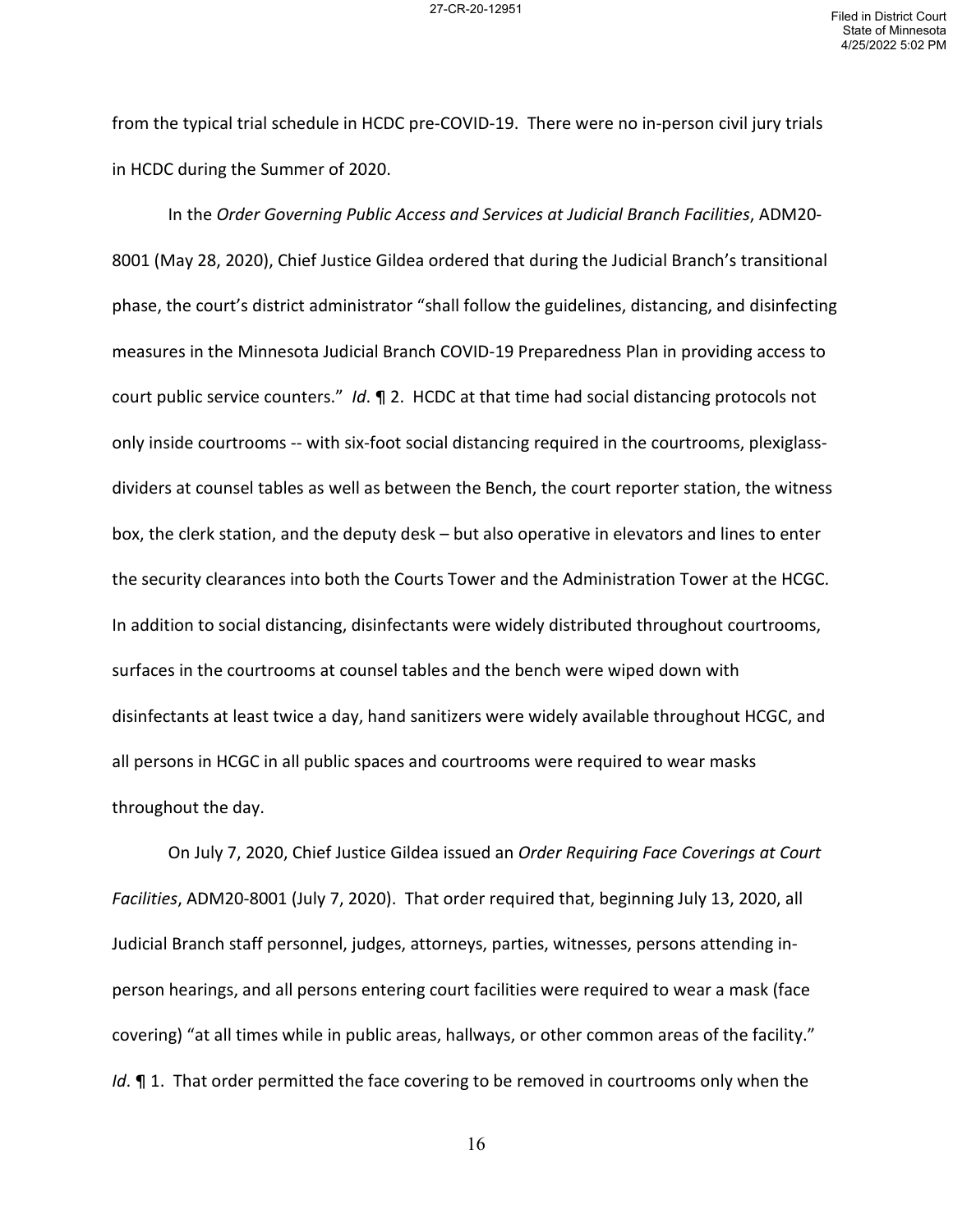from the typical trial schedule in HCDC pre-COVID-19. There were no in-person civil jury trials in HCDC during the Summer of 2020.

In the *Order Governing Public Access and Services at Judicial Branch Facilities*, ADM20-8001 (May 28, 2020), Chief Justice Gildea ordered that during the Judicial Branch's transitional phase, the court's district administrator "shall follow the guidelines, distancing, and disinfecting measures in the Minnesota Judicial Branch COVID-19 Preparedness Plan in providing access to court public service counters." *Id*. ¶ 2. HCDC at that time had social distancing protocols not only inside courtrooms -- with six-foot social distancing required in the courtrooms, plexiglass-dividers at counsel tables as well as between the Bench, the court reporter station, the witness box, the clerk station, and the deputy desk – but also operative in elevators and lines to enter the security clearances into both the Courts Tower and the Administration Tower at the HCGC. In addition to social distancing, disinfectants were widely distributed throughout courtrooms, surfaces in the courtrooms at counsel tables and the bench were wiped down with disinfectants at least twice a day, hand sanitizers were widely available throughout HCGC, and all persons in HCGC in all public spaces and courtrooms were required to wear masks throughout the day.

On July 7, 2020, Chief Justice Gildea issued an *Order Requiring Face Coverings at Court Facilities*, ADM20-8001 (July 7, 2020). That order required that, beginning July 13, 2020, all Judicial Branch staff personnel, judges, attorneys, parties, witnesses, persons attending in-person hearings, and all persons entering court facilities were required to wear a mask (face covering) "at all times while in public areas, hallways, or other common areas of the facility." *Id*. ¶ 1. That order permitted the face covering to be removed in courtrooms only when the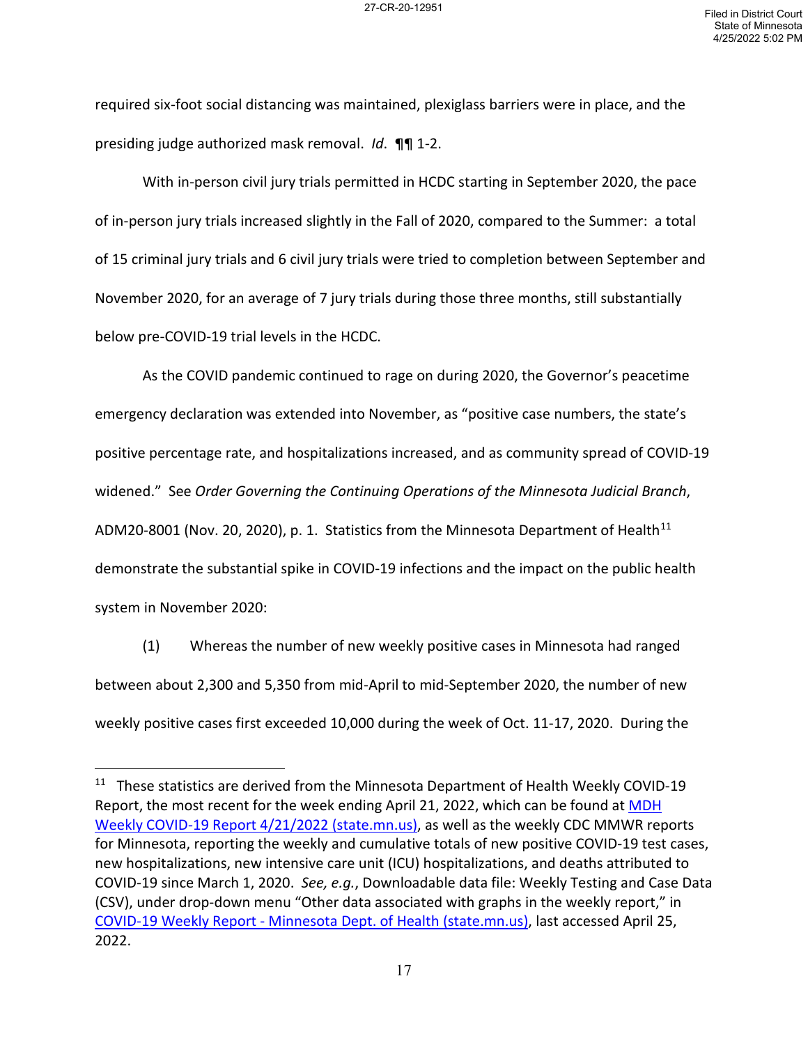required six-foot social distancing was maintained, plexiglass barriers were in place, and the presiding judge authorized mask removal. *Id*. ¶¶ 1-2.

With in-person civil jury trials permitted in HCDC starting in September 2020, the pace of in-person jury trials increased slightly in the Fall of 2020, compared to the Summer: a total of 15 criminal jury trials and 6 civil jury trials were tried to completion between September and November 2020, for an average of 7 jury trials during those three months, still substantially below pre-COVID-19 trial levels in the HCDC.

As the COVID pandemic continued to rage on during 2020, the Governor's peacetime emergency declaration was extended into November, as "positive case numbers, the state's positive percentage rate, and hospitalizations increased, and as community spread of COVID-19 widened." See *Order Governing the Continuing Operations of the Minnesota Judicial Branch*, ADM20-8001 (Nov. 20, 2020), p. 1. Statistics from the Minnesota Department of Health[11] demonstrate the substantial spike in COVID-19 infections and the impact on the public health system in November 2020:

(1) Whereas the number of new weekly positive cases in Minnesota had ranged between about 2,300 and 5,350 from mid-April to mid-September 2020, the number of new weekly positive cases first exceeded 10,000 during the week of Oct. 11-17, 2020. During the

---

[11] These statistics are derived from the Minnesota Department of Health Weekly COVID-19 Report, the most recent for the week ending April 21, 2022, which can be found at [MDH Weekly COVID-19 Report 4/21/2022 (state.mn.us)](), as well as the weekly CDC MMWR reports for Minnesota, reporting the weekly and cumulative totals of new positive COVID-19 test cases, new hospitalizations, new intensive care unit (ICU) hospitalizations, and deaths attributed to COVID-19 since March 1, 2020. *See, e.g.*, Downloadable data file: Weekly Testing and Case Data (CSV), under drop-down menu "Other data associated with graphs in the weekly report," in [COVID-19 Weekly Report - Minnesota Dept. of Health (state.mn.us)](), last accessed April 25, 2022.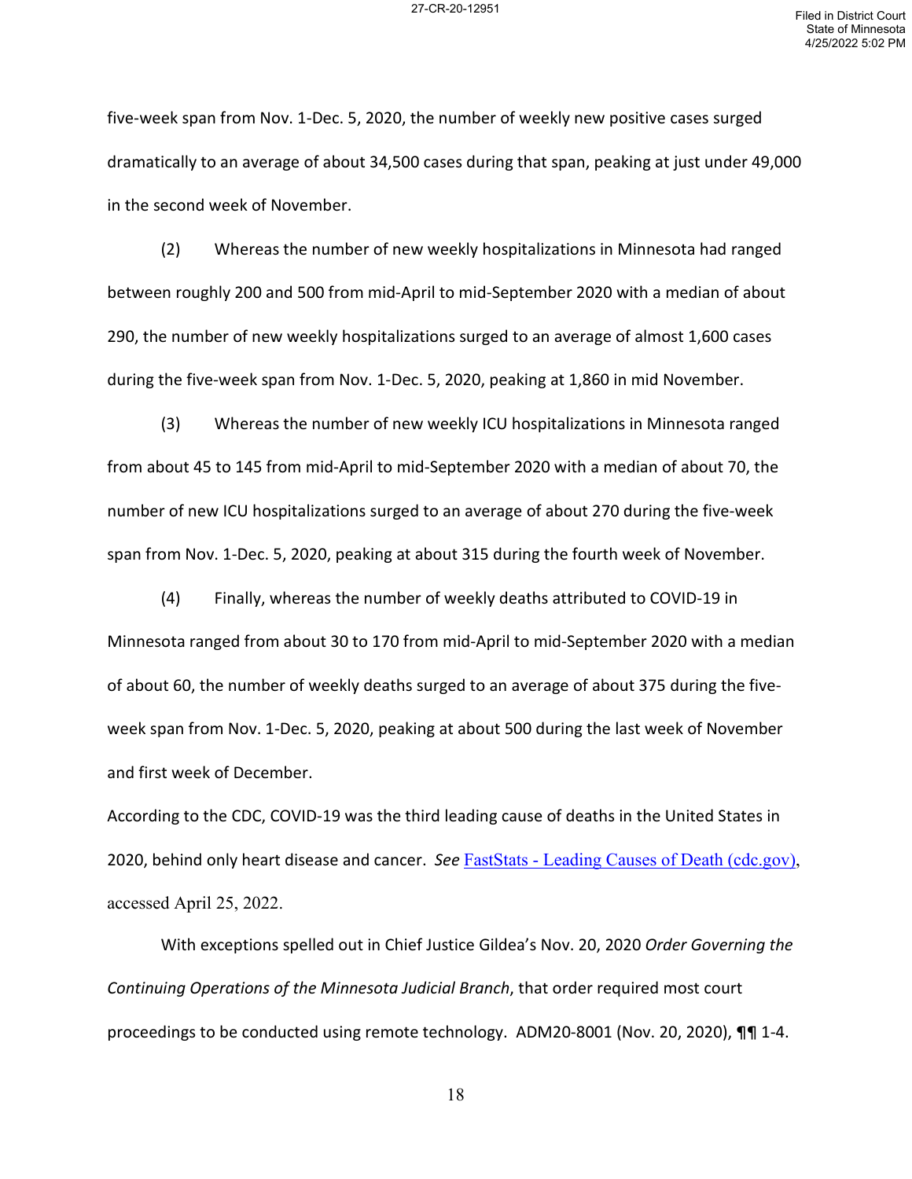five-week span from Nov. 1-Dec. 5, 2020, the number of weekly new positive cases surged dramatically to an average of about 34,500 cases during that span, peaking at just under 49,000 in the second week of November.

(2) Whereas the number of new weekly hospitalizations in Minnesota had ranged between roughly 200 and 500 from mid-April to mid-September 2020 with a median of about 290, the number of new weekly hospitalizations surged to an average of almost 1,600 cases during the five-week span from Nov. 1-Dec. 5, 2020, peaking at 1,860 in mid November.

(3) Whereas the number of new weekly ICU hospitalizations in Minnesota ranged from about 45 to 145 from mid-April to mid-September 2020 with a median of about 70, the number of new ICU hospitalizations surged to an average of about 270 during the five-week span from Nov. 1-Dec. 5, 2020, peaking at about 315 during the fourth week of November.

(4) Finally, whereas the number of weekly deaths attributed to COVID-19 in Minnesota ranged from about 30 to 170 from mid-April to mid-September 2020 with a median of about 60, the number of weekly deaths surged to an average of about 375 during the five-week span from Nov. 1-Dec. 5, 2020, peaking at about 500 during the last week of November and first week of December.

According to the CDC, COVID-19 was the third leading cause of deaths in the United States in 2020, behind only heart disease and cancer. *See* FastStats - Leading Causes of Death (cdc.gov), accessed April 25, 2022.

With exceptions spelled out in Chief Justice Gildea's Nov. 20, 2020 *Order Governing the Continuing Operations of the Minnesota Judicial Branch*, that order required most court proceedings to be conducted using remote technology. ADM20-8001 (Nov. 20, 2020), ¶¶ 1-4.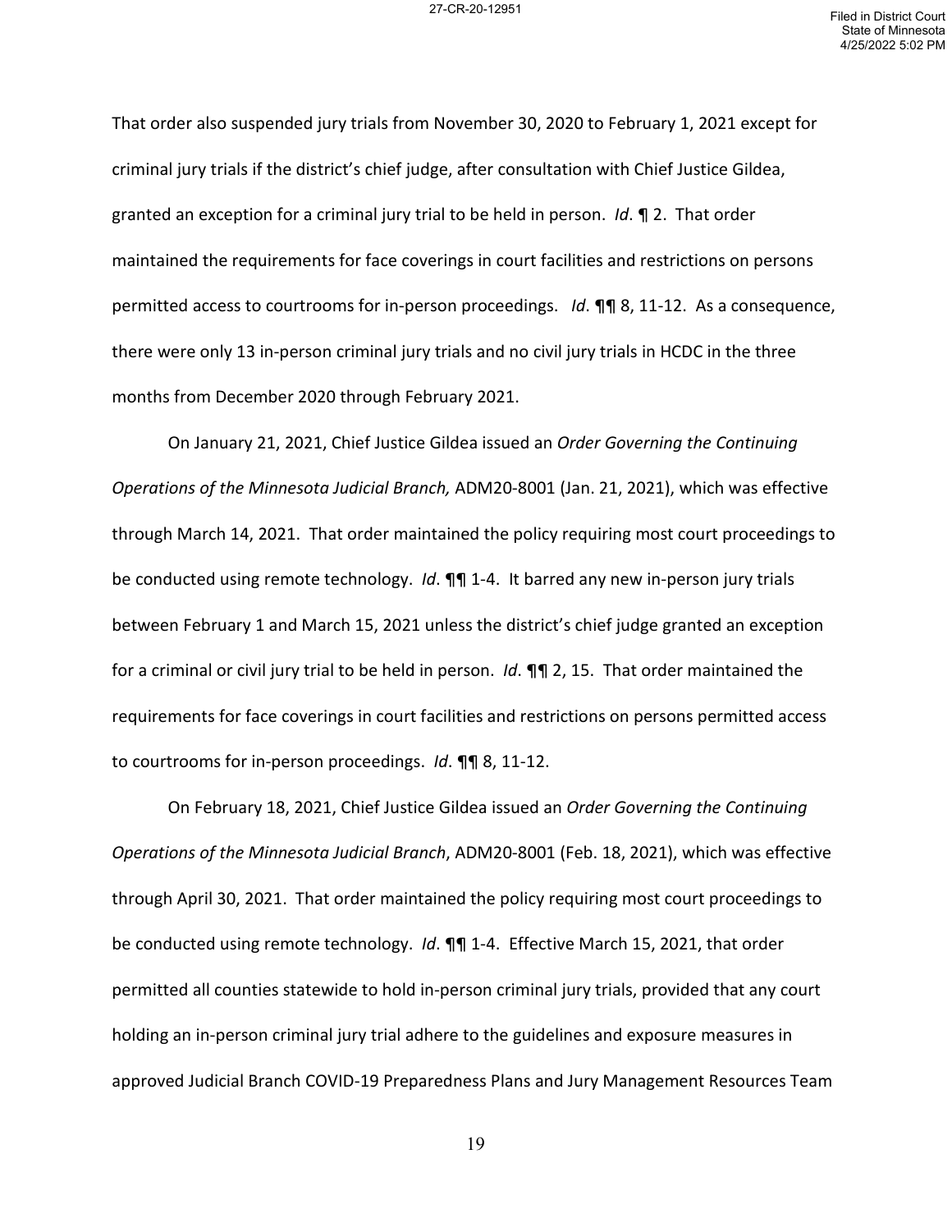That order also suspended jury trials from November 30, 2020 to February 1, 2021 except for criminal jury trials if the district's chief judge, after consultation with Chief Justice Gildea, granted an exception for a criminal jury trial to be held in person. *Id*. ¶ 2. That order maintained the requirements for face coverings in court facilities and restrictions on persons permitted access to courtrooms for in-person proceedings. *Id*. ¶¶ 8, 11-12. As a consequence, there were only 13 in-person criminal jury trials and no civil jury trials in HCDC in the three months from December 2020 through February 2021.

On January 21, 2021, Chief Justice Gildea issued an *Order Governing the Continuing Operations of the Minnesota Judicial Branch,* ADM20-8001 (Jan. 21, 2021), which was effective through March 14, 2021. That order maintained the policy requiring most court proceedings to be conducted using remote technology. *Id*. ¶¶ 1-4. It barred any new in-person jury trials between February 1 and March 15, 2021 unless the district's chief judge granted an exception for a criminal or civil jury trial to be held in person. *Id*. ¶¶ 2, 15. That order maintained the requirements for face coverings in court facilities and restrictions on persons permitted access to courtrooms for in-person proceedings. *Id*. ¶¶ 8, 11-12.

On February 18, 2021, Chief Justice Gildea issued an *Order Governing the Continuing Operations of the Minnesota Judicial Branch*, ADM20-8001 (Feb. 18, 2021), which was effective through April 30, 2021. That order maintained the policy requiring most court proceedings to be conducted using remote technology. *Id*. ¶¶ 1-4. Effective March 15, 2021, that order permitted all counties statewide to hold in-person criminal jury trials, provided that any court holding an in-person criminal jury trial adhere to the guidelines and exposure measures in approved Judicial Branch COVID-19 Preparedness Plans and Jury Management Resources Team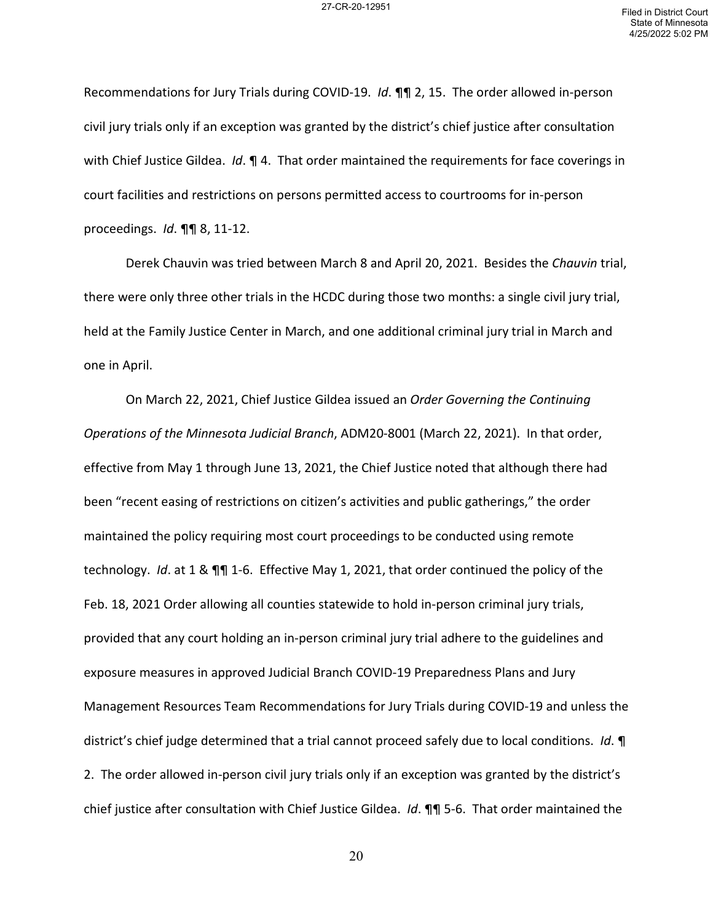Recommendations for Jury Trials during COVID-19. *Id*. ¶¶ 2, 15. The order allowed in-person civil jury trials only if an exception was granted by the district's chief justice after consultation with Chief Justice Gildea. *Id*. ¶ 4. That order maintained the requirements for face coverings in court facilities and restrictions on persons permitted access to courtrooms for in-person proceedings. *Id*. ¶¶ 8, 11-12.

Derek Chauvin was tried between March 8 and April 20, 2021. Besides the *Chauvin* trial, there were only three other trials in the HCDC during those two months: a single civil jury trial, held at the Family Justice Center in March, and one additional criminal jury trial in March and one in April.

On March 22, 2021, Chief Justice Gildea issued an *Order Governing the Continuing Operations of the Minnesota Judicial Branch*, ADM20-8001 (March 22, 2021). In that order, effective from May 1 through June 13, 2021, the Chief Justice noted that although there had been "recent easing of restrictions on citizen's activities and public gatherings," the order maintained the policy requiring most court proceedings to be conducted using remote technology. *Id*. at 1 & ¶¶ 1-6. Effective May 1, 2021, that order continued the policy of the Feb. 18, 2021 Order allowing all counties statewide to hold in-person criminal jury trials, provided that any court holding an in-person criminal jury trial adhere to the guidelines and exposure measures in approved Judicial Branch COVID-19 Preparedness Plans and Jury Management Resources Team Recommendations for Jury Trials during COVID-19 and unless the district's chief judge determined that a trial cannot proceed safely due to local conditions. *Id*. ¶ 2. The order allowed in-person civil jury trials only if an exception was granted by the district's chief justice after consultation with Chief Justice Gildea. *Id*. ¶¶ 5-6. That order maintained the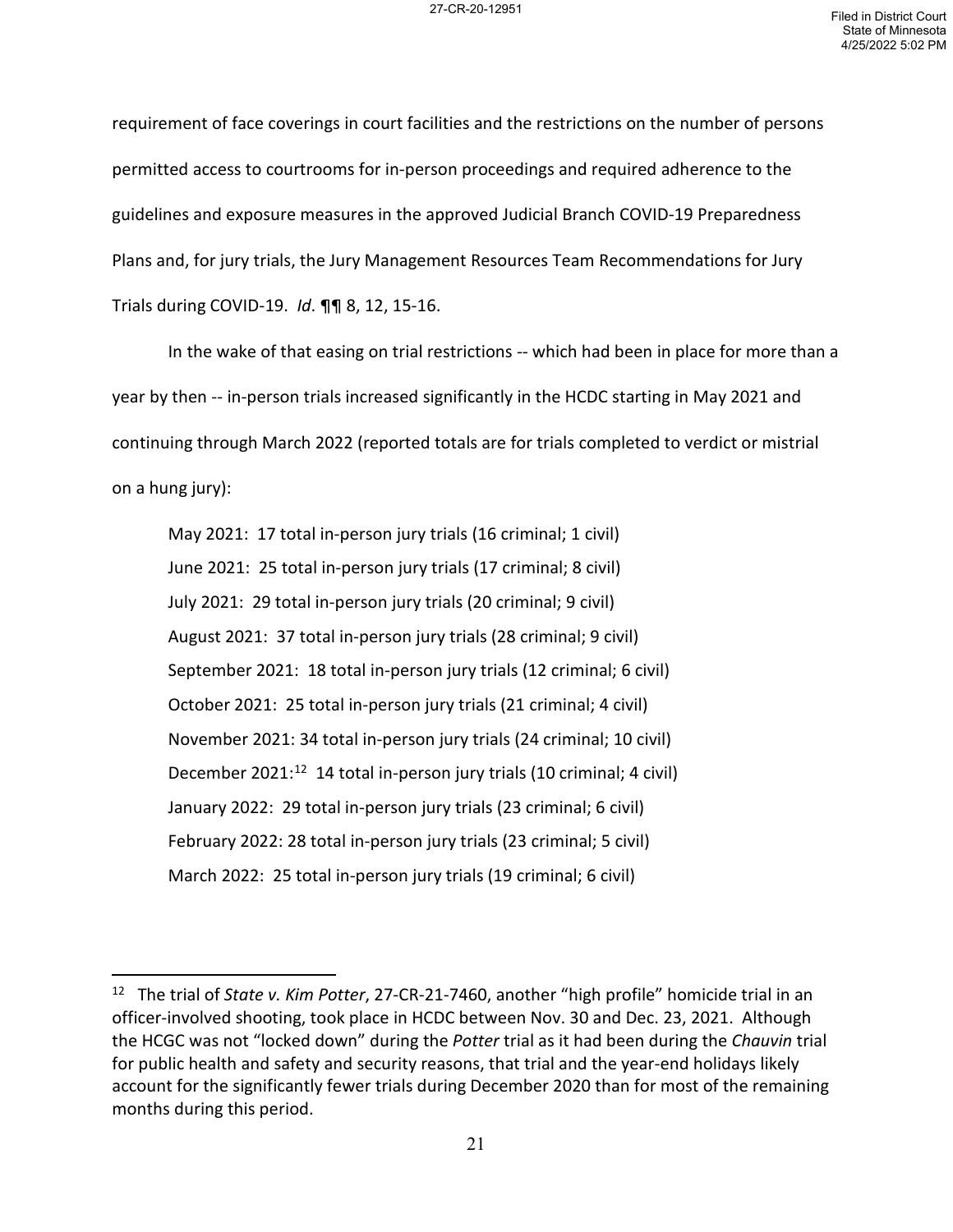requirement of face coverings in court facilities and the restrictions on the number of persons permitted access to courtrooms for in-person proceedings and required adherence to the guidelines and exposure measures in the approved Judicial Branch COVID-19 Preparedness Plans and, for jury trials, the Jury Management Resources Team Recommendations for Jury Trials during COVID-19. *Id*. ¶¶ 8, 12, 15-16.

In the wake of that easing on trial restrictions -- which had been in place for more than a year by then -- in-person trials increased significantly in the HCDC starting in May 2021 and continuing through March 2022 (reported totals are for trials completed to verdict or mistrial on a hung jury):

May 2021: 17 total in-person jury trials (16 criminal; 1 civil)
June 2021: 25 total in-person jury trials (17 criminal; 8 civil)
July 2021: 29 total in-person jury trials (20 criminal; 9 civil)
August 2021: 37 total in-person jury trials (28 criminal; 9 civil)
September 2021: 18 total in-person jury trials (12 criminal; 6 civil)
October 2021: 25 total in-person jury trials (21 criminal; 4 civil)
November 2021: 34 total in-person jury trials (24 criminal; 10 civil)
December 2021:[12] 14 total in-person jury trials (10 criminal; 4 civil)
January 2022: 29 total in-person jury trials (23 criminal; 6 civil)
February 2022: 28 total in-person jury trials (23 criminal; 5 civil)
March 2022: 25 total in-person jury trials (19 criminal; 6 civil)

---

[12] The trial of *State v. Kim Potter*, 27-CR-21-7460, another "high profile" homicide trial in an officer-involved shooting, took place in HCDC between Nov. 30 and Dec. 23, 2021. Although the HCGC was not "locked down" during the *Potter* trial as it had been during the *Chauvin* trial for public health and safety and security reasons, that trial and the year-end holidays likely account for the significantly fewer trials during December 2020 than for most of the remaining months during this period.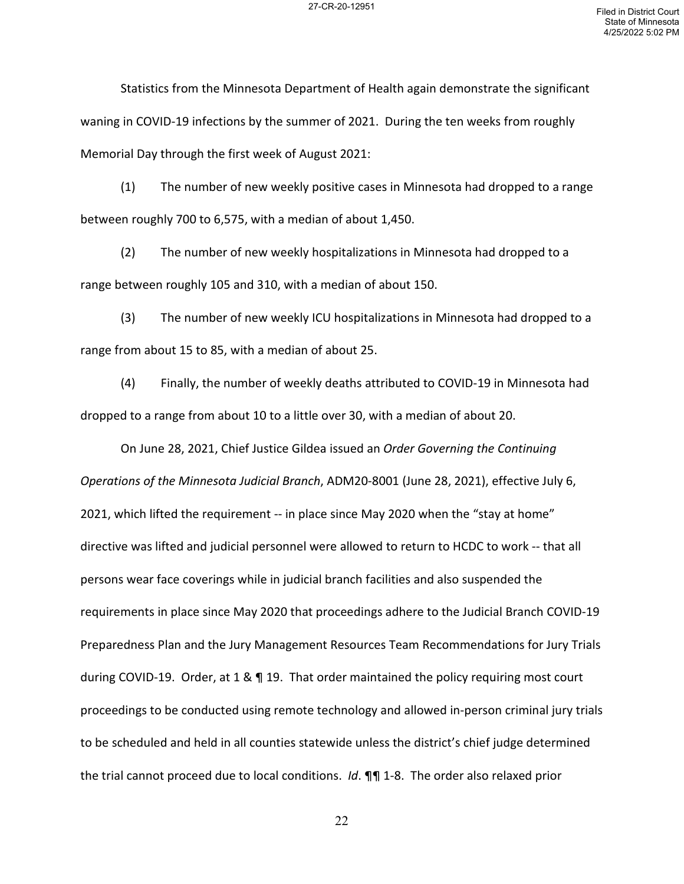Statistics from the Minnesota Department of Health again demonstrate the significant waning in COVID-19 infections by the summer of 2021. During the ten weeks from roughly Memorial Day through the first week of August 2021:

(1) The number of new weekly positive cases in Minnesota had dropped to a range between roughly 700 to 6,575, with a median of about 1,450.

(2) The number of new weekly hospitalizations in Minnesota had dropped to a range between roughly 105 and 310, with a median of about 150.

(3) The number of new weekly ICU hospitalizations in Minnesota had dropped to a range from about 15 to 85, with a median of about 25.

(4) Finally, the number of weekly deaths attributed to COVID-19 in Minnesota had dropped to a range from about 10 to a little over 30, with a median of about 20.

On June 28, 2021, Chief Justice Gildea issued an *Order Governing the Continuing Operations of the Minnesota Judicial Branch*, ADM20-8001 (June 28, 2021), effective July 6, 2021, which lifted the requirement -- in place since May 2020 when the "stay at home" directive was lifted and judicial personnel were allowed to return to HCDC to work -- that all persons wear face coverings while in judicial branch facilities and also suspended the requirements in place since May 2020 that proceedings adhere to the Judicial Branch COVID-19 Preparedness Plan and the Jury Management Resources Team Recommendations for Jury Trials during COVID-19. Order, at 1 & ¶ 19. That order maintained the policy requiring most court proceedings to be conducted using remote technology and allowed in-person criminal jury trials to be scheduled and held in all counties statewide unless the district's chief judge determined the trial cannot proceed due to local conditions. *Id*. ¶¶ 1-8. The order also relaxed prior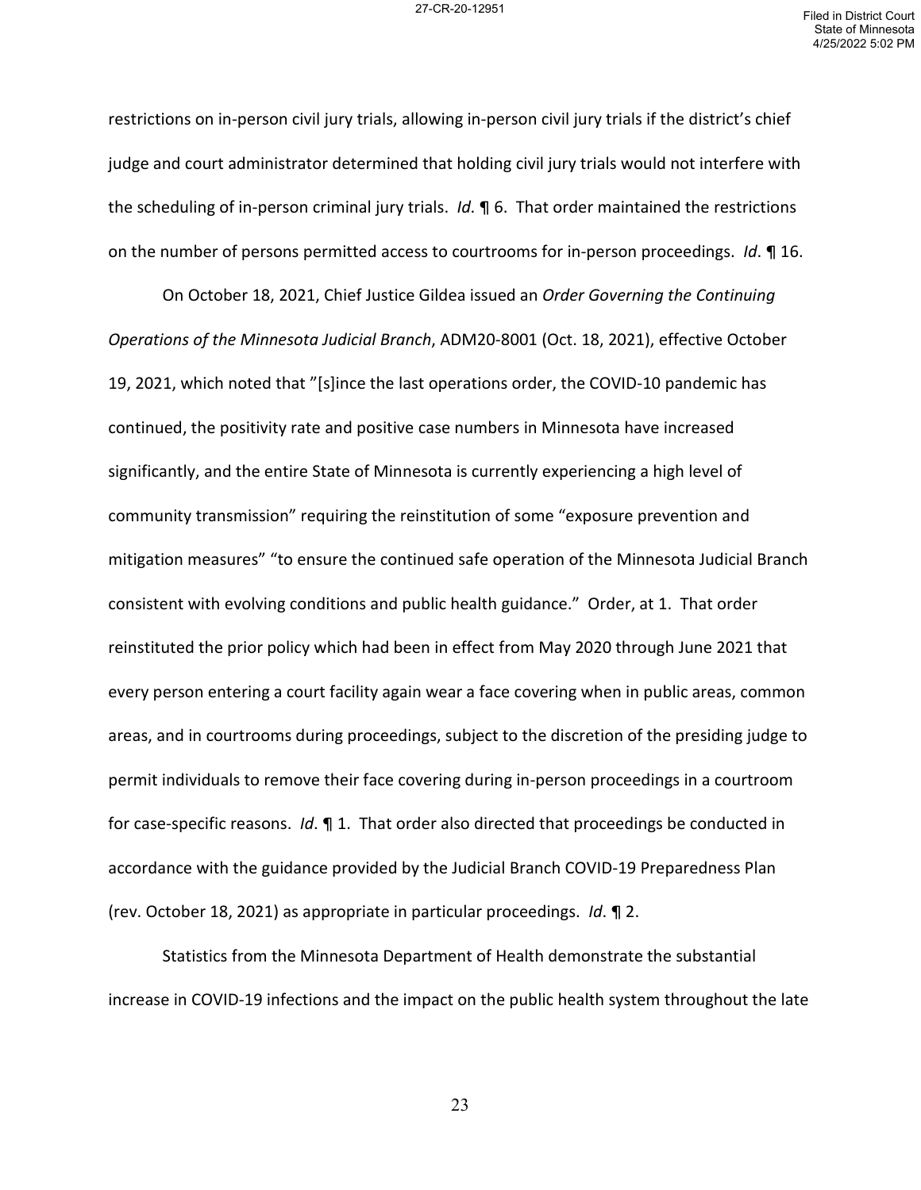restrictions on in-person civil jury trials, allowing in-person civil jury trials if the district's chief judge and court administrator determined that holding civil jury trials would not interfere with the scheduling of in-person criminal jury trials. *Id*. ¶ 6. That order maintained the restrictions on the number of persons permitted access to courtrooms for in-person proceedings. *Id*. ¶ 16.

On October 18, 2021, Chief Justice Gildea issued an *Order Governing the Continuing Operations of the Minnesota Judicial Branch*, ADM20-8001 (Oct. 18, 2021), effective October 19, 2021, which noted that "[s]ince the last operations order, the COVID-10 pandemic has continued, the positivity rate and positive case numbers in Minnesota have increased significantly, and the entire State of Minnesota is currently experiencing a high level of community transmission" requiring the reinstitution of some "exposure prevention and mitigation measures" "to ensure the continued safe operation of the Minnesota Judicial Branch consistent with evolving conditions and public health guidance." Order, at 1. That order reinstituted the prior policy which had been in effect from May 2020 through June 2021 that every person entering a court facility again wear a face covering when in public areas, common areas, and in courtrooms during proceedings, subject to the discretion of the presiding judge to permit individuals to remove their face covering during in-person proceedings in a courtroom for case-specific reasons. *Id*. ¶ 1. That order also directed that proceedings be conducted in accordance with the guidance provided by the Judicial Branch COVID-19 Preparedness Plan (rev. October 18, 2021) as appropriate in particular proceedings. *Id*. ¶ 2.

Statistics from the Minnesota Department of Health demonstrate the substantial increase in COVID-19 infections and the impact on the public health system throughout the late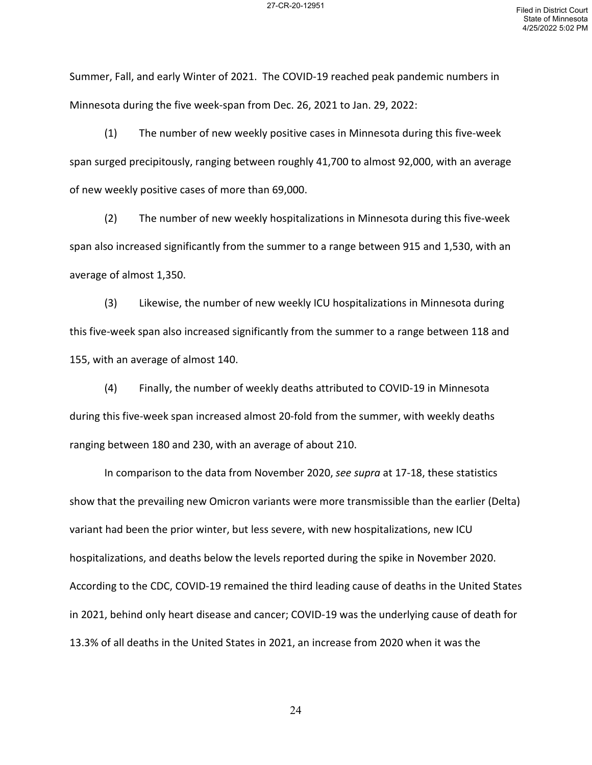Summer, Fall, and early Winter of 2021. The COVID-19 reached peak pandemic numbers in Minnesota during the five week-span from Dec. 26, 2021 to Jan. 29, 2022:

(1) The number of new weekly positive cases in Minnesota during this five-week span surged precipitously, ranging between roughly 41,700 to almost 92,000, with an average of new weekly positive cases of more than 69,000.

(2) The number of new weekly hospitalizations in Minnesota during this five-week span also increased significantly from the summer to a range between 915 and 1,530, with an average of almost 1,350.

(3) Likewise, the number of new weekly ICU hospitalizations in Minnesota during this five-week span also increased significantly from the summer to a range between 118 and 155, with an average of almost 140.

(4) Finally, the number of weekly deaths attributed to COVID-19 in Minnesota during this five-week span increased almost 20-fold from the summer, with weekly deaths ranging between 180 and 230, with an average of about 210.

In comparison to the data from November 2020, *see supra* at 17-18, these statistics show that the prevailing new Omicron variants were more transmissible than the earlier (Delta) variant had been the prior winter, but less severe, with new hospitalizations, new ICU hospitalizations, and deaths below the levels reported during the spike in November 2020. According to the CDC, COVID-19 remained the third leading cause of deaths in the United States in 2021, behind only heart disease and cancer; COVID-19 was the underlying cause of death for 13.3% of all deaths in the United States in 2021, an increase from 2020 when it was the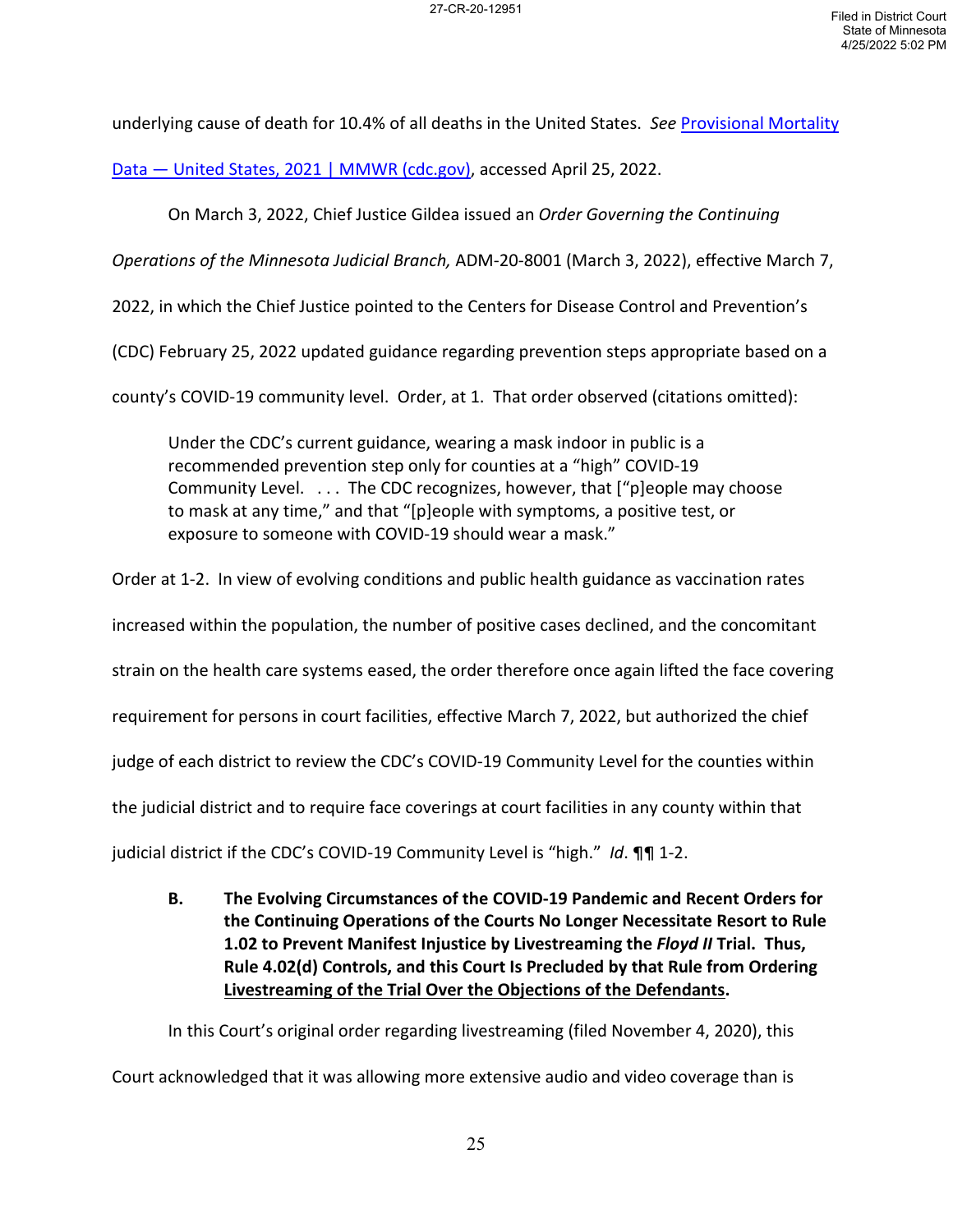underlying cause of death for 10.4% of all deaths in the United States. *See* [Provisional Mortality Data — United States, 2021 | MMWR (cdc.gov)], accessed April 25, 2022.

On March 3, 2022, Chief Justice Gildea issued an *Order Governing the Continuing Operations of the Minnesota Judicial Branch,* ADM-20-8001 (March 3, 2022), effective March 7, 2022, in which the Chief Justice pointed to the Centers for Disease Control and Prevention's (CDC) February 25, 2022 updated guidance regarding prevention steps appropriate based on a county's COVID-19 community level. Order, at 1. That order observed (citations omitted):

> Under the CDC's current guidance, wearing a mask indoor in public is a recommended prevention step only for counties at a "high" COVID-19 Community Level. . . . The CDC recognizes, however, that ["p]eople may choose to mask at any time," and that "[p]eople with symptoms, a positive test, or exposure to someone with COVID-19 should wear a mask."

Order at 1-2. In view of evolving conditions and public health guidance as vaccination rates increased within the population, the number of positive cases declined, and the concomitant strain on the health care systems eased, the order therefore once again lifted the face covering requirement for persons in court facilities, effective March 7, 2022, but authorized the chief judge of each district to review the CDC's COVID-19 Community Level for the counties within the judicial district and to require face coverings at court facilities in any county within that judicial district if the CDC's COVID-19 Community Level is "high." *Id*. ¶¶ 1-2.

**B. The Evolving Circumstances of the COVID-19 Pandemic and Recent Orders for the Continuing Operations of the Courts No Longer Necessitate Resort to Rule 1.02 to Prevent Manifest Injustice by Livestreaming the *Floyd II* Trial. Thus, Rule 4.02(d) Controls, and this Court Is Precluded by that Rule from Ordering Livestreaming of the Trial Over the Objections of the Defendants.**

In this Court's original order regarding livestreaming (filed November 4, 2020), this Court acknowledged that it was allowing more extensive audio and video coverage than is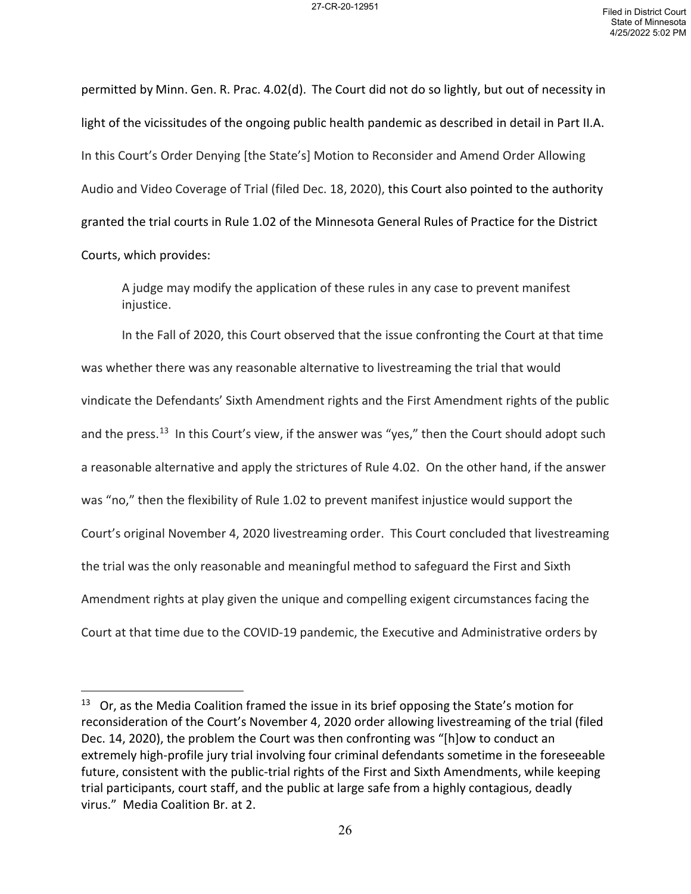permitted by Minn. Gen. R. Prac. 4.02(d). The Court did not do so lightly, but out of necessity in light of the vicissitudes of the ongoing public health pandemic as described in detail in Part II.A. In this Court's Order Denying [the State's] Motion to Reconsider and Amend Order Allowing Audio and Video Coverage of Trial (filed Dec. 18, 2020), this Court also pointed to the authority granted the trial courts in Rule 1.02 of the Minnesota General Rules of Practice for the District Courts, which provides:

> A judge may modify the application of these rules in any case to prevent manifest injustice.

In the Fall of 2020, this Court observed that the issue confronting the Court at that time was whether there was any reasonable alternative to livestreaming the trial that would vindicate the Defendants' Sixth Amendment rights and the First Amendment rights of the public and the press.[13] In this Court's view, if the answer was "yes," then the Court should adopt such a reasonable alternative and apply the strictures of Rule 4.02. On the other hand, if the answer was "no," then the flexibility of Rule 1.02 to prevent manifest injustice would support the Court's original November 4, 2020 livestreaming order. This Court concluded that livestreaming the trial was the only reasonable and meaningful method to safeguard the First and Sixth Amendment rights at play given the unique and compelling exigent circumstances facing the Court at that time due to the COVID-19 pandemic, the Executive and Administrative orders by

---

[13] Or, as the Media Coalition framed the issue in its brief opposing the State's motion for reconsideration of the Court's November 4, 2020 order allowing livestreaming of the trial (filed Dec. 14, 2020), the problem the Court was then confronting was "[h]ow to conduct an extremely high-profile jury trial involving four criminal defendants sometime in the foreseeable future, consistent with the public-trial rights of the First and Sixth Amendments, while keeping trial participants, court staff, and the public at large safe from a highly contagious, deadly virus." Media Coalition Br. at 2.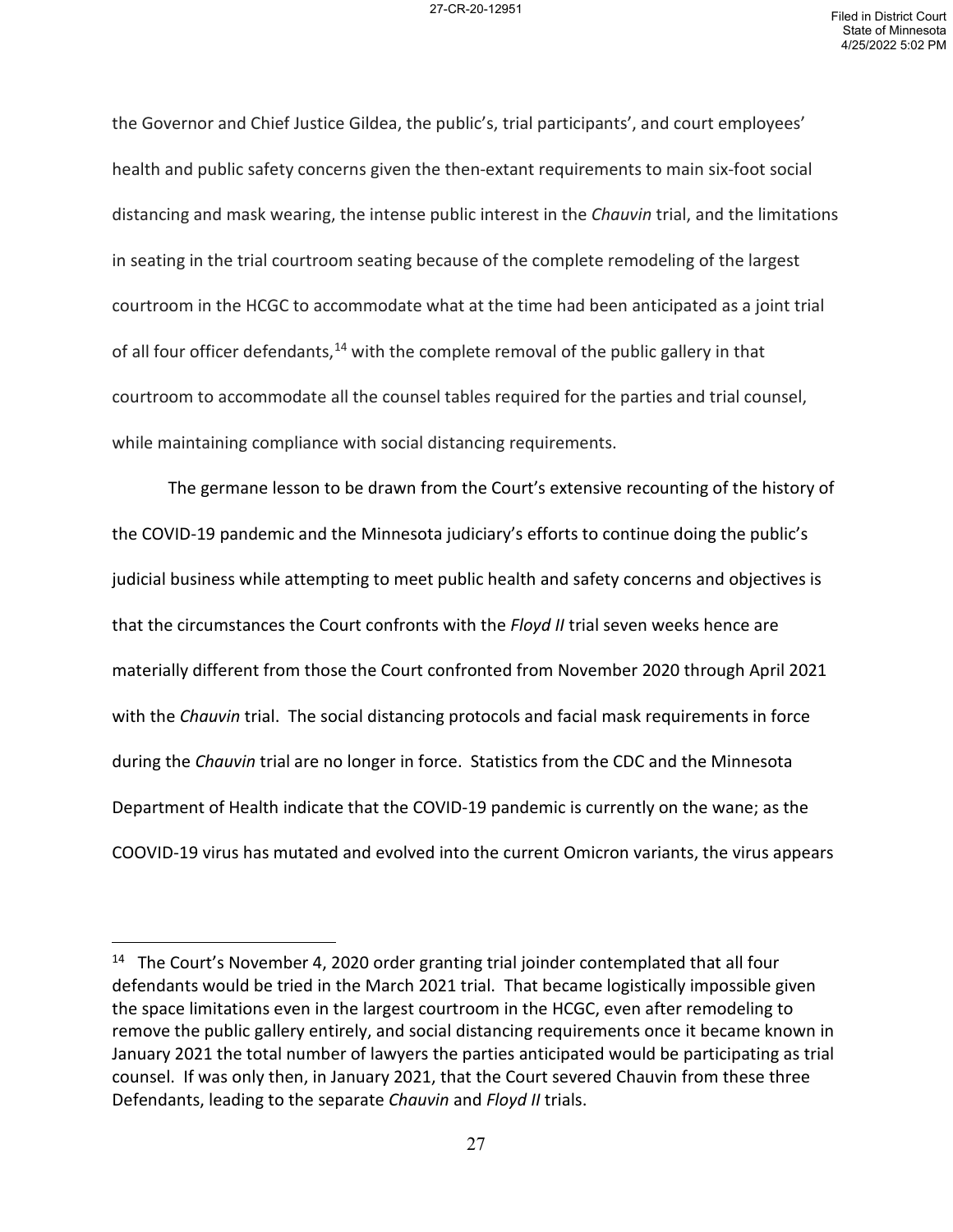the Governor and Chief Justice Gildea, the public's, trial participants', and court employees' health and public safety concerns given the then-extant requirements to main six-foot social distancing and mask wearing, the intense public interest in the *Chauvin* trial, and the limitations in seating in the trial courtroom seating because of the complete remodeling of the largest courtroom in the HCGC to accommodate what at the time had been anticipated as a joint trial of all four officer defendants,[14] with the complete removal of the public gallery in that courtroom to accommodate all the counsel tables required for the parties and trial counsel, while maintaining compliance with social distancing requirements.

The germane lesson to be drawn from the Court's extensive recounting of the history of the COVID-19 pandemic and the Minnesota judiciary's efforts to continue doing the public's judicial business while attempting to meet public health and safety concerns and objectives is that the circumstances the Court confronts with the *Floyd II* trial seven weeks hence are materially different from those the Court confronted from November 2020 through April 2021 with the *Chauvin* trial. The social distancing protocols and facial mask requirements in force during the *Chauvin* trial are no longer in force. Statistics from the CDC and the Minnesota Department of Health indicate that the COVID-19 pandemic is currently on the wane; as the COOVID-19 virus has mutated and evolved into the current Omicron variants, the virus appears

---

[14] The Court's November 4, 2020 order granting trial joinder contemplated that all four defendants would be tried in the March 2021 trial. That became logistically impossible given the space limitations even in the largest courtroom in the HCGC, even after remodeling to remove the public gallery entirely, and social distancing requirements once it became known in January 2021 the total number of lawyers the parties anticipated would be participating as trial counsel. If was only then, in January 2021, that the Court severed Chauvin from these three Defendants, leading to the separate *Chauvin* and *Floyd II* trials.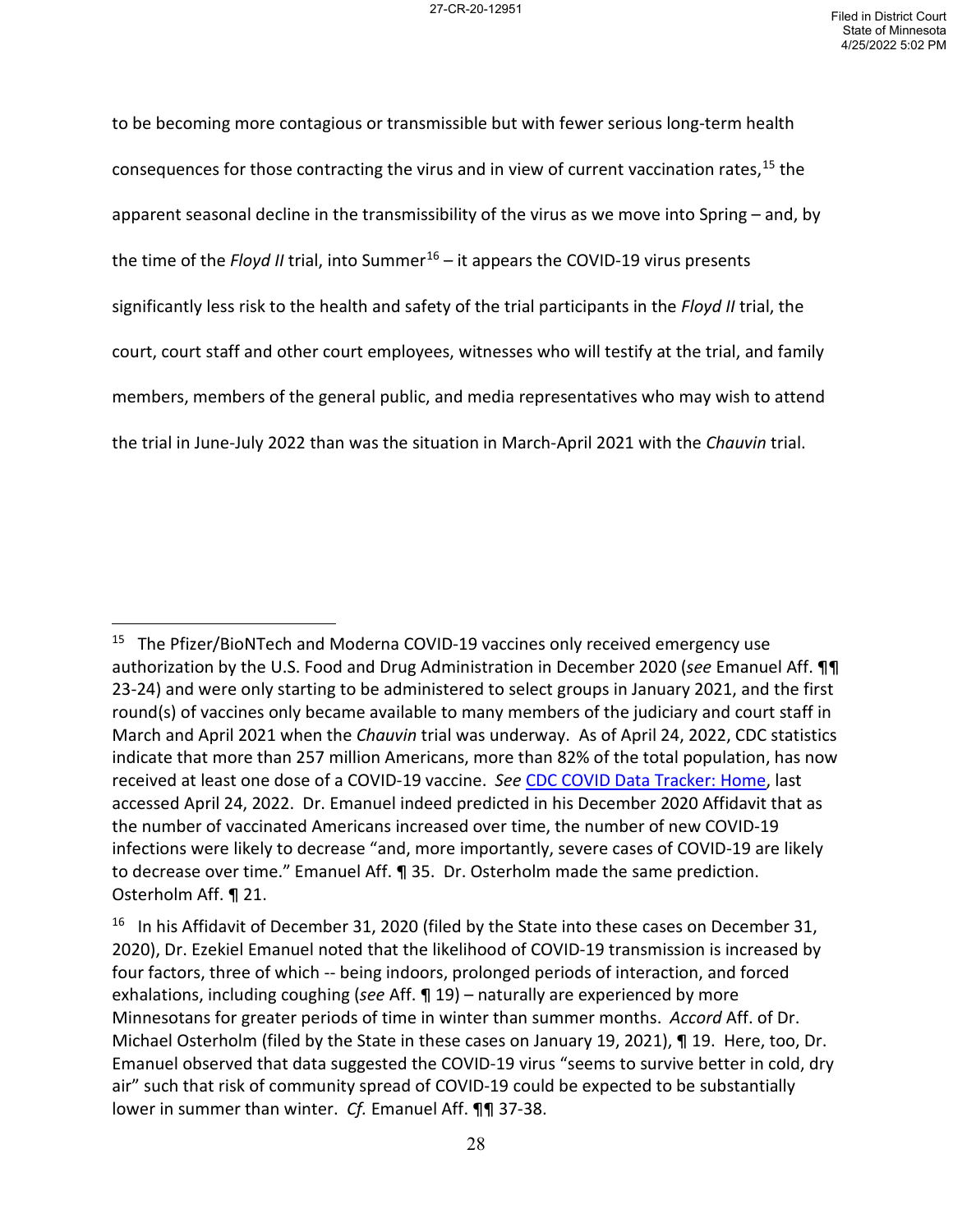to be becoming more contagious or transmissible but with fewer serious long-term health consequences for those contracting the virus and in view of current vaccination rates,[15] the apparent seasonal decline in the transmissibility of the virus as we move into Spring – and, by the time of the *Floyd II* trial, into Summer[16] – it appears the COVID-19 virus presents significantly less risk to the health and safety of the trial participants in the *Floyd II* trial, the court, court staff and other court employees, witnesses who will testify at the trial, and family members, members of the general public, and media representatives who may wish to attend the trial in June-July 2022 than was the situation in March-April 2021 with the *Chauvin* trial.

---

[15] The Pfizer/BioNTech and Moderna COVID-19 vaccines only received emergency use authorization by the U.S. Food and Drug Administration in December 2020 (*see* Emanuel Aff. ¶¶ 23-24) and were only starting to be administered to select groups in January 2021, and the first round(s) of vaccines only became available to many members of the judiciary and court staff in March and April 2021 when the *Chauvin* trial was underway. As of April 24, 2022, CDC statistics indicate that more than 257 million Americans, more than 82% of the total population, has now received at least one dose of a COVID-19 vaccine. *See* CDC COVID Data Tracker: Home, last accessed April 24, 2022. Dr. Emanuel indeed predicted in his December 2020 Affidavit that as the number of vaccinated Americans increased over time, the number of new COVID-19 infections were likely to decrease "and, more importantly, severe cases of COVID-19 are likely to decrease over time." Emanuel Aff. ¶ 35. Dr. Osterholm made the same prediction. Osterholm Aff. ¶ 21.

[16] In his Affidavit of December 31, 2020 (filed by the State into these cases on December 31, 2020), Dr. Ezekiel Emanuel noted that the likelihood of COVID-19 transmission is increased by four factors, three of which -- being indoors, prolonged periods of interaction, and forced exhalations, including coughing (*see* Aff. ¶ 19) – naturally are experienced by more Minnesotans for greater periods of time in winter than summer months. *Accord* Aff. of Dr. Michael Osterholm (filed by the State in these cases on January 19, 2021), ¶ 19. Here, too, Dr. Emanuel observed that data suggested the COVID-19 virus "seems to survive better in cold, dry air" such that risk of community spread of COVID-19 could be expected to be substantially lower in summer than winter. *Cf.* Emanuel Aff. ¶¶ 37-38.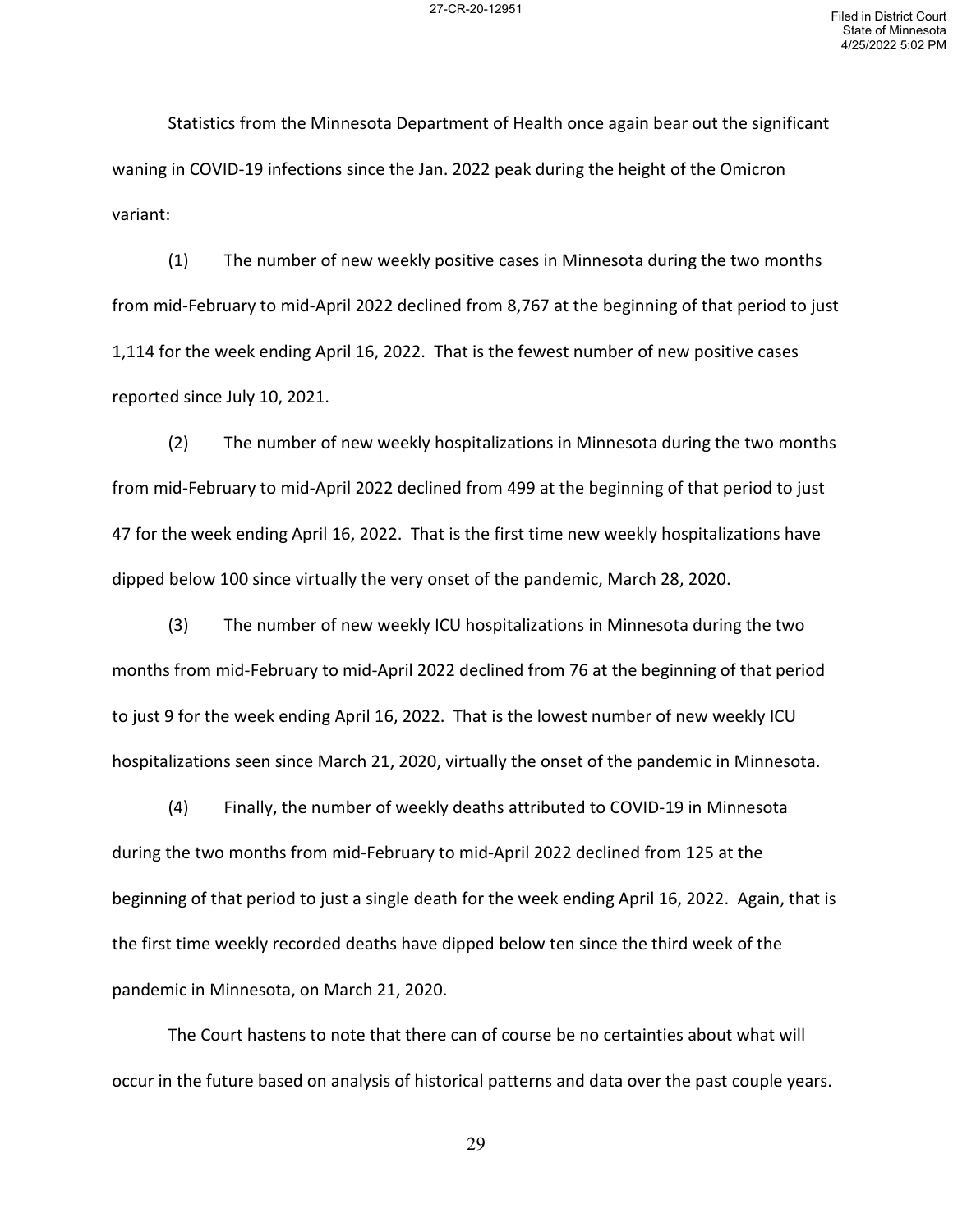Statistics from the Minnesota Department of Health once again bear out the significant waning in COVID-19 infections since the Jan. 2022 peak during the height of the Omicron variant:

(1) The number of new weekly positive cases in Minnesota during the two months from mid-February to mid-April 2022 declined from 8,767 at the beginning of that period to just 1,114 for the week ending April 16, 2022. That is the fewest number of new positive cases reported since July 10, 2021.

(2) The number of new weekly hospitalizations in Minnesota during the two months from mid-February to mid-April 2022 declined from 499 at the beginning of that period to just 47 for the week ending April 16, 2022. That is the first time new weekly hospitalizations have dipped below 100 since virtually the very onset of the pandemic, March 28, 2020.

(3) The number of new weekly ICU hospitalizations in Minnesota during the two months from mid-February to mid-April 2022 declined from 76 at the beginning of that period to just 9 for the week ending April 16, 2022. That is the lowest number of new weekly ICU hospitalizations seen since March 21, 2020, virtually the onset of the pandemic in Minnesota.

(4) Finally, the number of weekly deaths attributed to COVID-19 in Minnesota during the two months from mid-February to mid-April 2022 declined from 125 at the beginning of that period to just a single death for the week ending April 16, 2022. Again, that is the first time weekly recorded deaths have dipped below ten since the third week of the pandemic in Minnesota, on March 21, 2020.

The Court hastens to note that there can of course be no certainties about what will occur in the future based on analysis of historical patterns and data over the past couple years.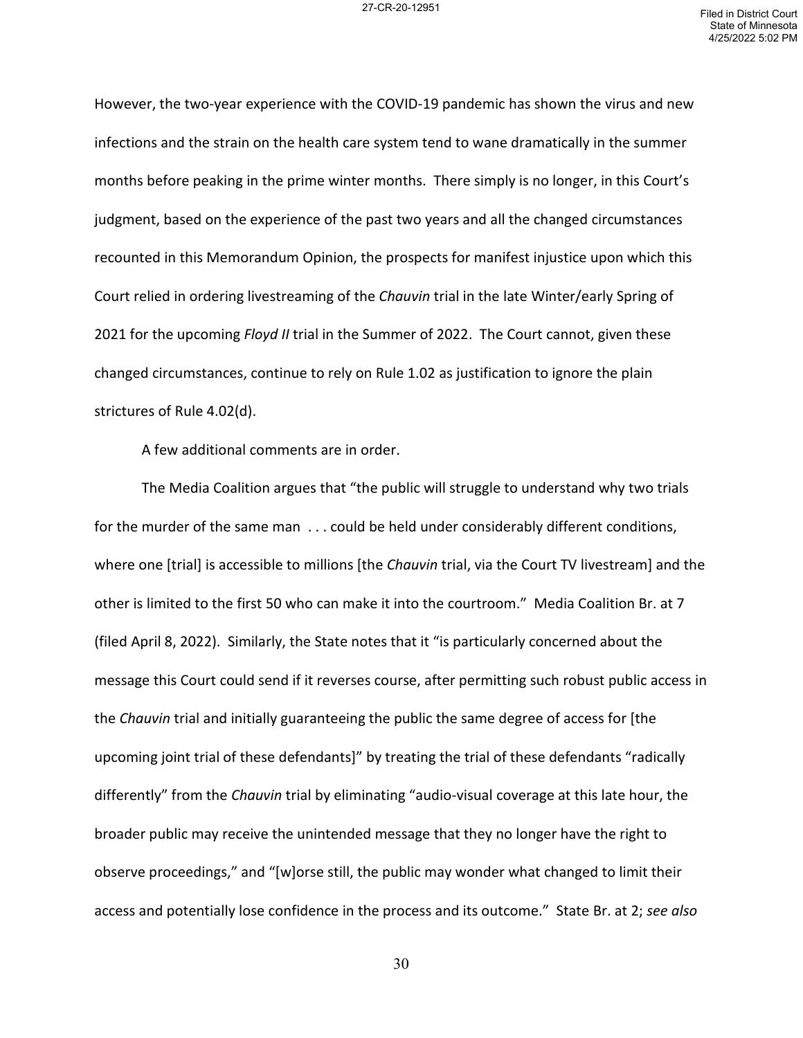However, the two-year experience with the COVID-19 pandemic has shown the virus and new infections and the strain on the health care system tend to wane dramatically in the summer months before peaking in the prime winter months. There simply is no longer, in this Court's judgment, based on the experience of the past two years and all the changed circumstances recounted in this Memorandum Opinion, the prospects for manifest injustice upon which this Court relied in ordering livestreaming of the *Chauvin* trial in the late Winter/early Spring of 2021 for the upcoming *Floyd II* trial in the Summer of 2022. The Court cannot, given these changed circumstances, continue to rely on Rule 1.02 as justification to ignore the plain strictures of Rule 4.02(d).

A few additional comments are in order.

The Media Coalition argues that "the public will struggle to understand why two trials for the murder of the same man . . . could be held under considerably different conditions, where one [trial] is accessible to millions [the *Chauvin* trial, via the Court TV livestream] and the other is limited to the first 50 who can make it into the courtroom." Media Coalition Br. at 7 (filed April 8, 2022). Similarly, the State notes that it "is particularly concerned about the message this Court could send if it reverses course, after permitting such robust public access in the *Chauvin* trial and initially guaranteeing the public the same degree of access for [the upcoming joint trial of these defendants]" by treating the trial of these defendants "radically differently" from the *Chauvin* trial by eliminating "audio-visual coverage at this late hour, the broader public may receive the unintended message that they no longer have the right to observe proceedings," and "[w]orse still, the public may wonder what changed to limit their access and potentially lose confidence in the process and its outcome." State Br. at 2; *see also*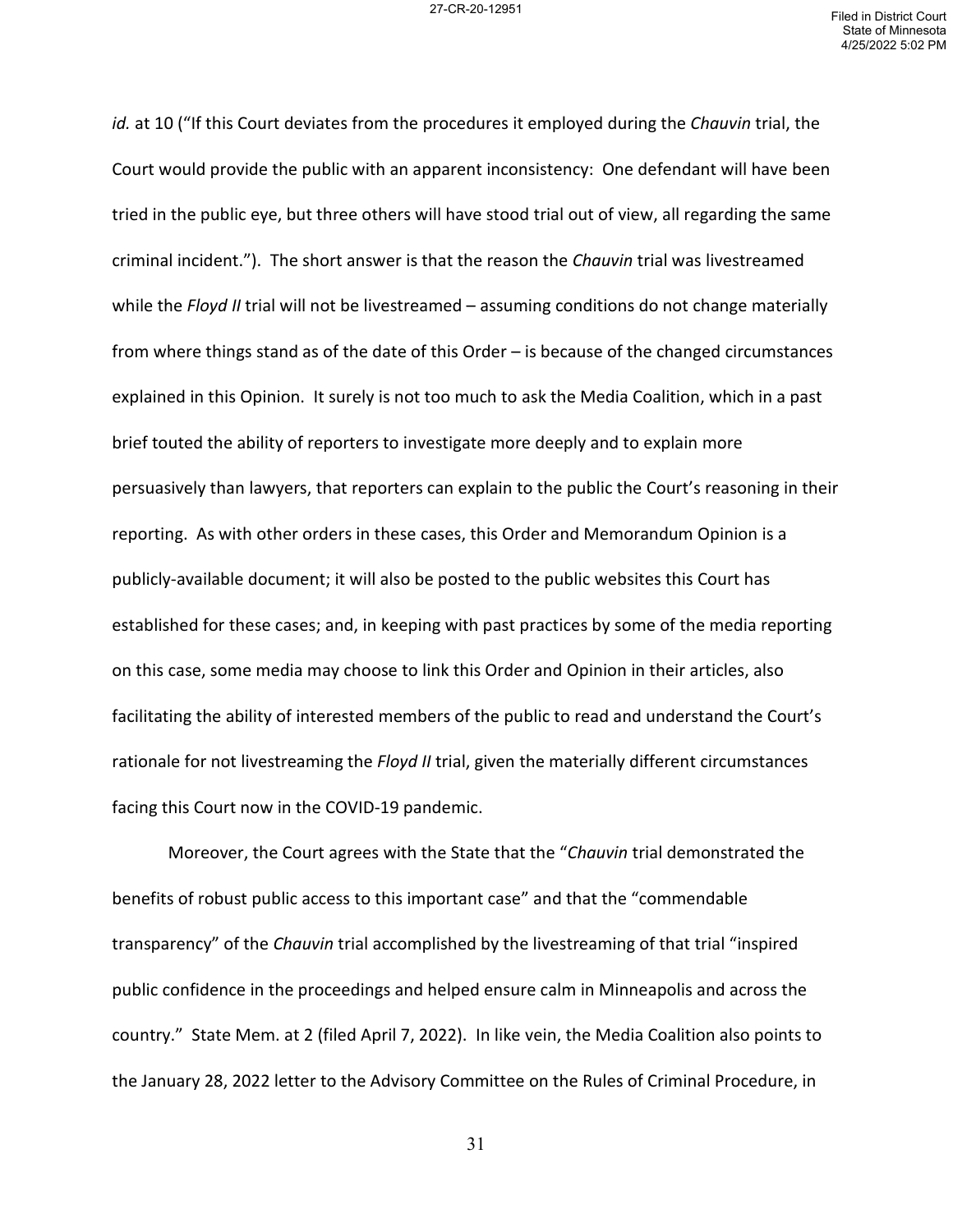*id.* at 10 ("If this Court deviates from the procedures it employed during the *Chauvin* trial, the Court would provide the public with an apparent inconsistency: One defendant will have been tried in the public eye, but three others will have stood trial out of view, all regarding the same criminal incident."). The short answer is that the reason the *Chauvin* trial was livestreamed while the *Floyd II* trial will not be livestreamed – assuming conditions do not change materially from where things stand as of the date of this Order – is because of the changed circumstances explained in this Opinion. It surely is not too much to ask the Media Coalition, which in a past brief touted the ability of reporters to investigate more deeply and to explain more persuasively than lawyers, that reporters can explain to the public the Court's reasoning in their reporting. As with other orders in these cases, this Order and Memorandum Opinion is a publicly-available document; it will also be posted to the public websites this Court has established for these cases; and, in keeping with past practices by some of the media reporting on this case, some media may choose to link this Order and Opinion in their articles, also facilitating the ability of interested members of the public to read and understand the Court's rationale for not livestreaming the *Floyd II* trial, given the materially different circumstances facing this Court now in the COVID-19 pandemic.

Moreover, the Court agrees with the State that the "*Chauvin* trial demonstrated the benefits of robust public access to this important case" and that the "commendable transparency" of the *Chauvin* trial accomplished by the livestreaming of that trial "inspired public confidence in the proceedings and helped ensure calm in Minneapolis and across the country." State Mem. at 2 (filed April 7, 2022). In like vein, the Media Coalition also points to the January 28, 2022 letter to the Advisory Committee on the Rules of Criminal Procedure, in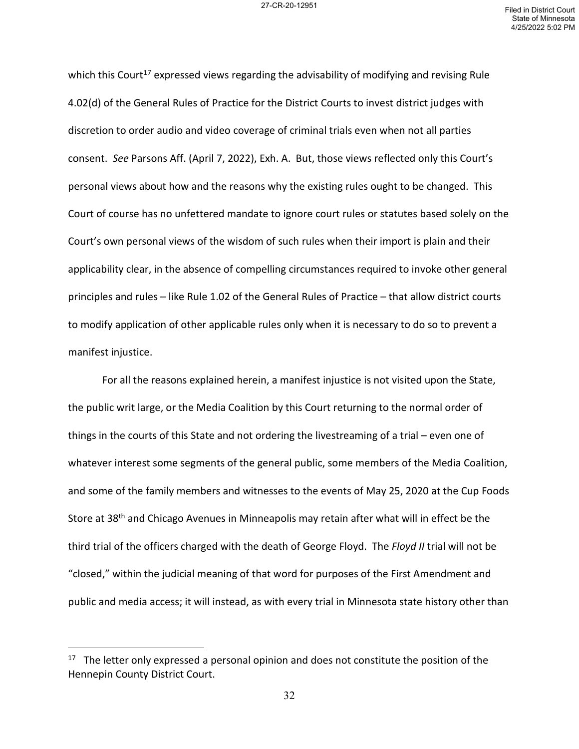which this Court[17] expressed views regarding the advisability of modifying and revising Rule 4.02(d) of the General Rules of Practice for the District Courts to invest district judges with discretion to order audio and video coverage of criminal trials even when not all parties consent. *See* Parsons Aff. (April 7, 2022), Exh. A. But, those views reflected only this Court's personal views about how and the reasons why the existing rules ought to be changed. This Court of course has no unfettered mandate to ignore court rules or statutes based solely on the Court's own personal views of the wisdom of such rules when their import is plain and their applicability clear, in the absence of compelling circumstances required to invoke other general principles and rules – like Rule 1.02 of the General Rules of Practice – that allow district courts to modify application of other applicable rules only when it is necessary to do so to prevent a manifest injustice.

For all the reasons explained herein, a manifest injustice is not visited upon the State, the public writ large, or the Media Coalition by this Court returning to the normal order of things in the courts of this State and not ordering the livestreaming of a trial – even one of whatever interest some segments of the general public, some members of the Media Coalition, and some of the family members and witnesses to the events of May 25, 2020 at the Cup Foods Store at 38th and Chicago Avenues in Minneapolis may retain after what will in effect be the third trial of the officers charged with the death of George Floyd. The *Floyd II* trial will not be "closed," within the judicial meaning of that word for purposes of the First Amendment and public and media access; it will instead, as with every trial in Minnesota state history other than

[17] The letter only expressed a personal opinion and does not constitute the position of the Hennepin County District Court.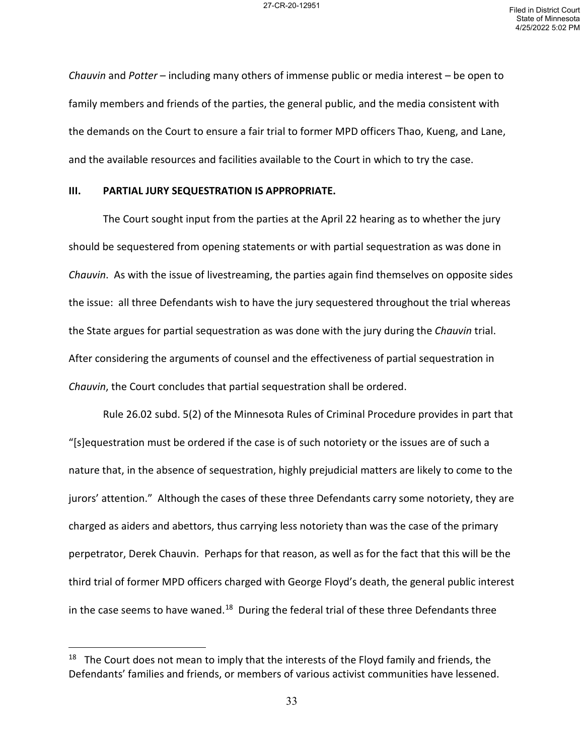*Chauvin* and *Potter* – including many others of immense public or media interest – be open to family members and friends of the parties, the general public, and the media consistent with the demands on the Court to ensure a fair trial to former MPD officers Thao, Kueng, and Lane, and the available resources and facilities available to the Court in which to try the case.

## III. PARTIAL JURY SEQUESTRATION IS APPROPRIATE.

The Court sought input from the parties at the April 22 hearing as to whether the jury should be sequestered from opening statements or with partial sequestration as was done in *Chauvin*. As with the issue of livestreaming, the parties again find themselves on opposite sides the issue: all three Defendants wish to have the jury sequestered throughout the trial whereas the State argues for partial sequestration as was done with the jury during the *Chauvin* trial. After considering the arguments of counsel and the effectiveness of partial sequestration in *Chauvin*, the Court concludes that partial sequestration shall be ordered.

Rule 26.02 subd. 5(2) of the Minnesota Rules of Criminal Procedure provides in part that "[s]equestration must be ordered if the case is of such notoriety or the issues are of such a nature that, in the absence of sequestration, highly prejudicial matters are likely to come to the jurors' attention." Although the cases of these three Defendants carry some notoriety, they are charged as aiders and abettors, thus carrying less notoriety than was the case of the primary perpetrator, Derek Chauvin. Perhaps for that reason, as well as for the fact that this will be the third trial of former MPD officers charged with George Floyd's death, the general public interest in the case seems to have waned.[18] During the federal trial of these three Defendants three

[18] The Court does not mean to imply that the interests of the Floyd family and friends, the Defendants' families and friends, or members of various activist communities have lessened.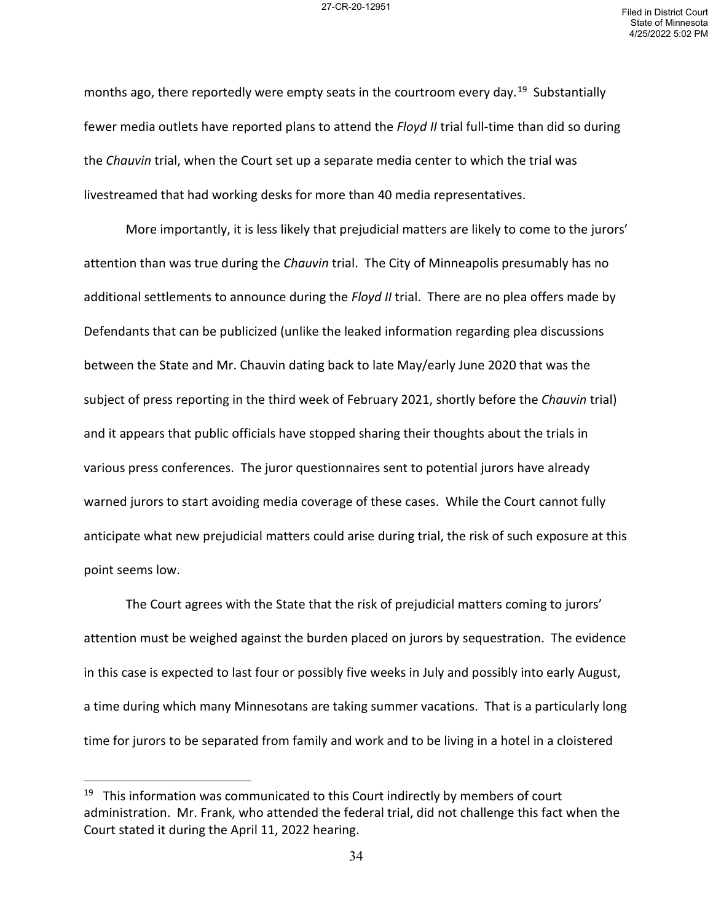months ago, there reportedly were empty seats in the courtroom every day.[19] Substantially fewer media outlets have reported plans to attend the *Floyd II* trial full-time than did so during the *Chauvin* trial, when the Court set up a separate media center to which the trial was livestreamed that had working desks for more than 40 media representatives.

More importantly, it is less likely that prejudicial matters are likely to come to the jurors' attention than was true during the *Chauvin* trial. The City of Minneapolis presumably has no additional settlements to announce during the *Floyd II* trial. There are no plea offers made by Defendants that can be publicized (unlike the leaked information regarding plea discussions between the State and Mr. Chauvin dating back to late May/early June 2020 that was the subject of press reporting in the third week of February 2021, shortly before the *Chauvin* trial) and it appears that public officials have stopped sharing their thoughts about the trials in various press conferences. The juror questionnaires sent to potential jurors have already warned jurors to start avoiding media coverage of these cases. While the Court cannot fully anticipate what new prejudicial matters could arise during trial, the risk of such exposure at this point seems low.

The Court agrees with the State that the risk of prejudicial matters coming to jurors' attention must be weighed against the burden placed on jurors by sequestration. The evidence in this case is expected to last four or possibly five weeks in July and possibly into early August, a time during which many Minnesotans are taking summer vacations. That is a particularly long time for jurors to be separated from family and work and to be living in a hotel in a cloistered

[19] This information was communicated to this Court indirectly by members of court administration. Mr. Frank, who attended the federal trial, did not challenge this fact when the Court stated it during the April 11, 2022 hearing.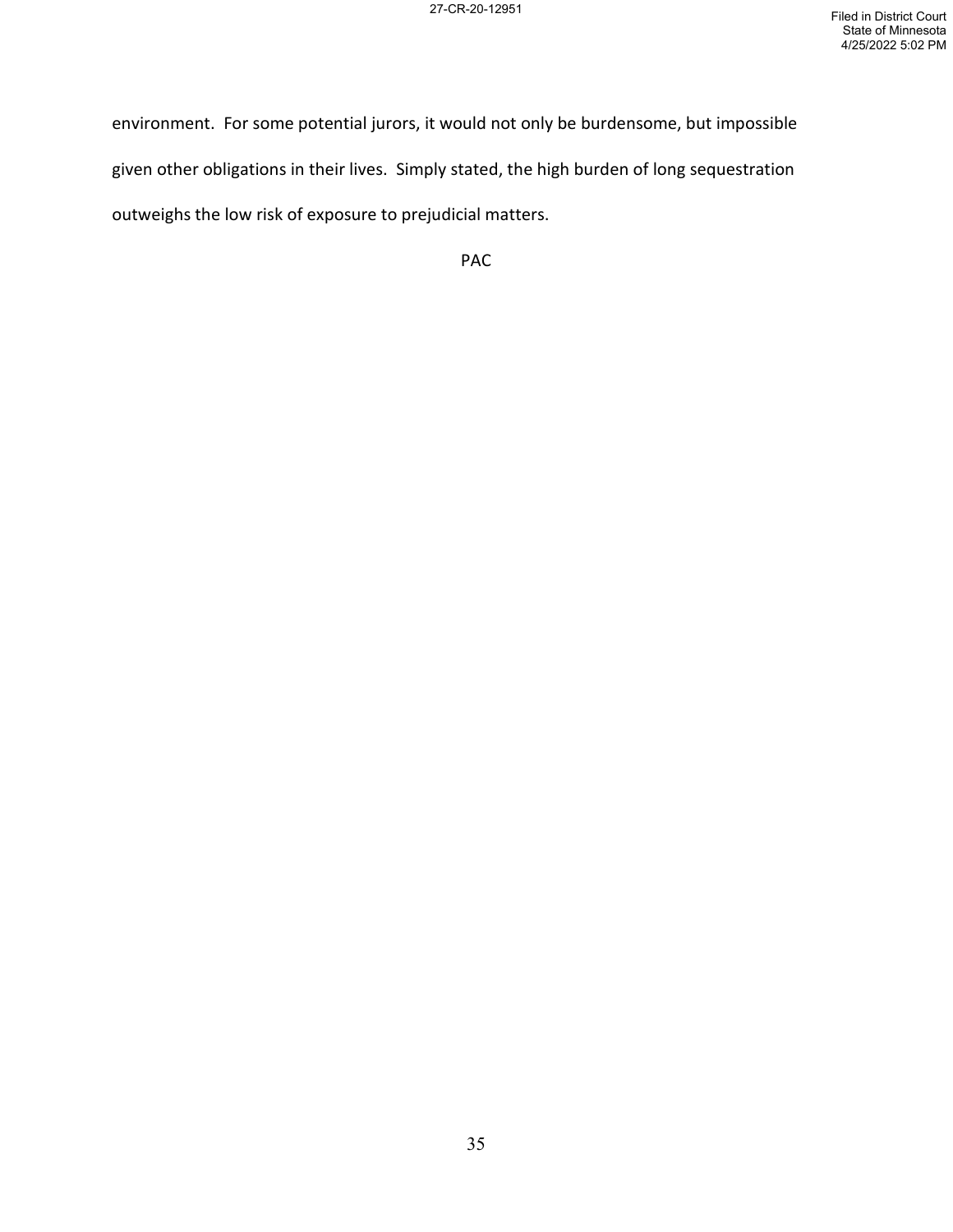environment. For some potential jurors, it would not only be burdensome, but impossible given other obligations in their lives. Simply stated, the high burden of long sequestration outweighs the low risk of exposure to prejudicial matters.

PAC